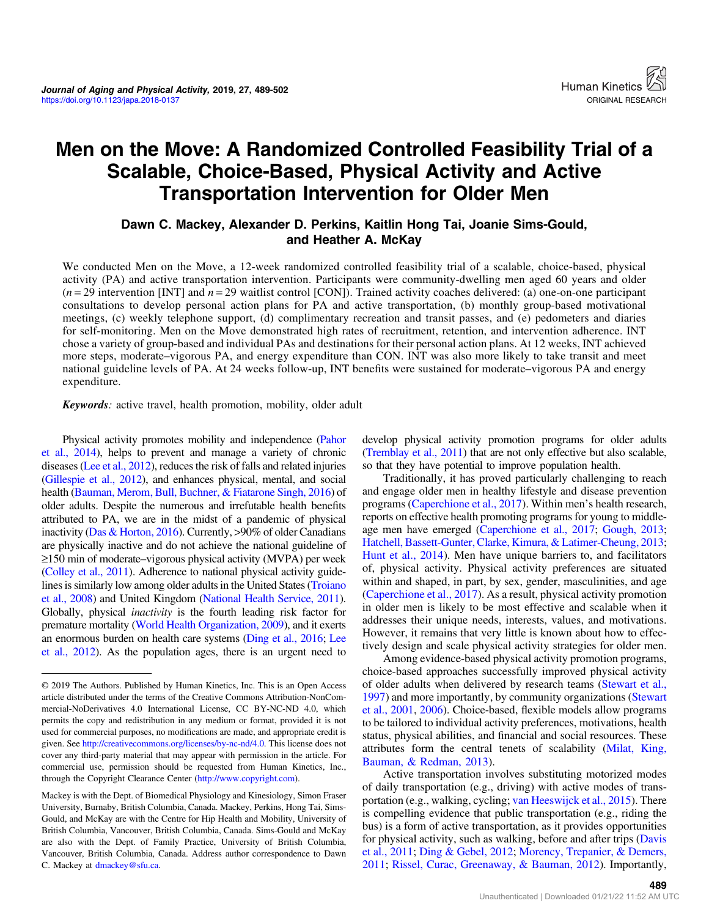# Men on the Move: A Randomized Controlled Feasibility Trial of a Scalable, Choice-Based, Physical Activity and Active Transportation Intervention for Older Men

**Dawn C. Mackey, Alexander D. Perkins, Kaitlin Hong Tai, Joanie Sims-Gould, and Heather A. McKay**

We conducted Men on the Move, a 12-week randomized controlled feasibility trial of a scalable, choice-based, physical activity (PA) and active transportation intervention. Participants were community-dwelling men aged 60 years and older ($n = 29$ intervention [INT] and $n = 29$ waitlist control [CON]). Trained activity coaches delivered: (a) one-on-one participant consultations to develop personal action plans for PA and active transportation, (b) monthly group-based motivational meetings, (c) weekly telephone support, (d) complimentary recreation and transit passes, and (e) pedometers and diaries for self-monitoring. Men on the Move demonstrated high rates of recruitment, retention, and intervention adherence. INT chose a variety of group-based and individual PAs and destinations for their personal action plans. At 12 weeks, INT achieved more steps, moderate–vigorous PA, and energy expenditure than CON. INT was also more likely to take transit and meet national guideline levels of PA. At 24 weeks follow-up, INT benefits were sustained for moderate–vigorous PA and energy expenditure.

***Keywords:*** active travel, health promotion, mobility, older adult

Physical activity promotes mobility and independence (Pahor et al., 2014), helps to prevent and manage a variety of chronic diseases (Lee et al., 2012), reduces the risk of falls and related injuries (Gillespie et al., 2012), and enhances physical, mental, and social health (Bauman, Merom, Bull, Buchner, & Fiatarone Singh, 2016) of older adults. Despite the numerous and irrefutable health benefits attributed to PA, we are in the midst of a pandemic of physical inactivity (Das & Horton, 2016). Currently, >90% of older Canadians are physically inactive and do not achieve the national guideline of ≥150 min of moderate–vigorous physical activity (MVPA) per week (Colley et al., 2011). Adherence to national physical activity guidelines is similarly low among older adults in the United States (Troiano et al., 2008) and United Kingdom (National Health Service, 2011). Globally, physical *inactivity* is the fourth leading risk factor for premature mortality (World Health Organization, 2009), and it exerts an enormous burden on health care systems (Ding et al., 2016; Lee et al., 2012). As the population ages, there is an urgent need to develop physical activity promotion programs for older adults (Tremblay et al., 2011) that are not only effective but also scalable, so that they have potential to improve population health.

Traditionally, it has proved particularly challenging to reach and engage older men in healthy lifestyle and disease prevention programs (Caperchione et al., 2017). Within men's health research, reports on effective health promoting programs for young to middle-age men have emerged (Caperchione et al., 2017; Gough, 2013; Hatchell, Bassett-Gunter, Clarke, Kimura, & Latimer-Cheung, 2013; Hunt et al., 2014). Men have unique barriers to, and facilitators of, physical activity. Physical activity preferences are situated within and shaped, in part, by sex, gender, masculinities, and age (Caperchione et al., 2017). As a result, physical activity promotion in older men is likely to be most effective and scalable when it addresses their unique needs, interests, values, and motivations. However, it remains that very little is known about how to effectively design and scale physical activity strategies for older men.

Among evidence-based physical activity promotion programs, choice-based approaches successfully improved physical activity of older adults when delivered by research teams (Stewart et al., 1997) and more importantly, by community organizations (Stewart et al., 2001, 2006). Choice-based, flexible models allow programs to be tailored to individual activity preferences, motivations, health status, physical abilities, and financial and social resources. These attributes form the central tenets of scalability (Milat, King, Bauman, & Redman, 2013).

Active transportation involves substituting motorized modes of daily transportation (e.g., driving) with active modes of transportation (e.g., walking, cycling; van Heeswijck et al., 2015). There is compelling evidence that public transportation (e.g., riding the bus) is a form of active transportation, as it provides opportunities for physical activity, such as walking, before and after trips (Davis et al., 2011; Ding & Gebel, 2012; Morency, Trepanier, & Demers, 2011; Rissel, Curac, Greenaway, & Bauman, 2012). Importantly,

---

© 2019 The Authors. Published by Human Kinetics, Inc. This is an Open Access article distributed under the terms of the Creative Commons Attribution-NonCommercial-NoDerivatives 4.0 International License, CC BY-NC-ND 4.0, which permits the copy and redistribution in any medium or format, provided it is not used for commercial purposes, no modifications are made, and appropriate credit is given. See http://creativecommons.org/licenses/by-nc-nd/4.0. This license does not cover any third-party material that may appear with permission in the article. For commercial use, permission should be requested from Human Kinetics, Inc., through the Copyright Clearance Center (http://www.copyright.com).

Mackey is with the Dept. of Biomedical Physiology and Kinesiology, Simon Fraser University, Burnaby, British Columbia, Canada. Mackey, Perkins, Hong Tai, Sims-Gould, and McKay are with the Centre for Hip Health and Mobility, University of British Columbia, Vancouver, British Columbia, Canada. Sims-Gould and McKay are also with the Dept. of Family Practice, University of British Columbia, Vancouver, British Columbia, Canada. Address author correspondence to Dawn C. Mackey at dmackey@sfu.ca.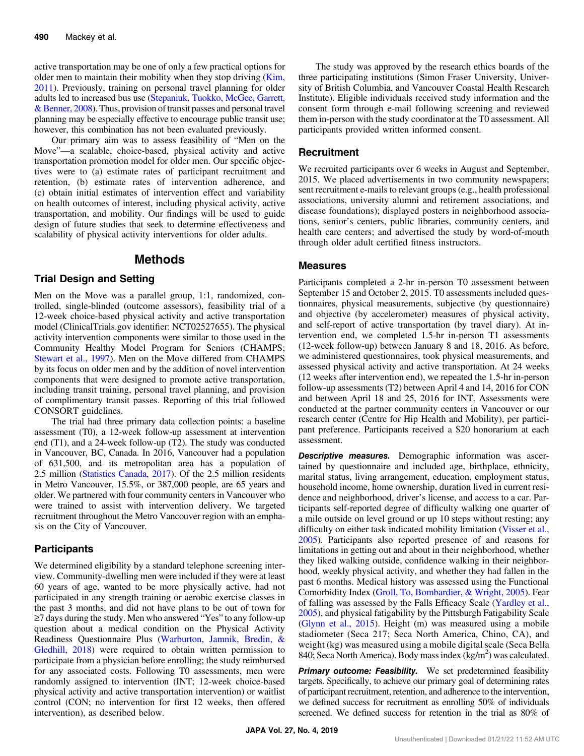active transportation may be one of only a few practical options for older men to maintain their mobility when they stop driving (Kim, 2011). Previously, training on personal travel planning for older adults led to increased bus use (Stepaniuk, Tuokko, McGee, Garrett, & Benner, 2008). Thus, provision of transit passes and personal travel planning may be especially effective to encourage public transit use; however, this combination has not been evaluated previously.

Our primary aim was to assess feasibility of "Men on the Move"—a scalable, choice-based, physical activity and active transportation promotion model for older men. Our specific objectives were to (a) estimate rates of participant recruitment and retention, (b) estimate rates of intervention adherence, and (c) obtain initial estimates of intervention effect and variability on health outcomes of interest, including physical activity, active transportation, and mobility. Our findings will be used to guide design of future studies that seek to determine effectiveness and scalability of physical activity interventions for older adults.

# Methods

## Trial Design and Setting

Men on the Move was a parallel group, 1:1, randomized, controlled, single-blinded (outcome assessors), feasibility trial of a 12-week choice-based physical activity and active transportation model (ClinicalTrials.gov identifier: NCT02527655). The physical activity intervention components were similar to those used in the Community Healthy Model Program for Seniors (CHAMPS; Stewart et al., 1997). Men on the Move differed from CHAMPS by its focus on older men and by the addition of novel intervention components that were designed to promote active transportation, including transit training, personal travel planning, and provision of complimentary transit passes. Reporting of this trial followed CONSORT guidelines.

The trial had three primary data collection points: a baseline assessment (T0), a 12-week follow-up assessment at intervention end (T1), and a 24-week follow-up (T2). The study was conducted in Vancouver, BC, Canada. In 2016, Vancouver had a population of 631,500, and its metropolitan area has a population of 2.5 million (Statistics Canada, 2017). Of the 2.5 million residents in Metro Vancouver, 15.5%, or 387,000 people, are 65 years and older. We partnered with four community centers in Vancouver who were trained to assist with intervention delivery. We targeted recruitment throughout the Metro Vancouver region with an emphasis on the City of Vancouver.

## Participants

We determined eligibility by a standard telephone screening interview. Community-dwelling men were included if they were at least 60 years of age, wanted to be more physically active, had not participated in any strength training or aerobic exercise classes in the past 3 months, and did not have plans to be out of town for ≥7 days during the study. Men who answered "Yes" to any follow-up question about a medical condition on the Physical Activity Readiness Questionnaire Plus (Warburton, Jamnik, Bredin, & Gledhill, 2018) were required to obtain written permission to participate from a physician before enrolling; the study reimbursed for any associated costs. Following T0 assessments, men were randomly assigned to intervention (INT; 12-week choice-based physical activity and active transportation intervention) or waitlist control (CON; no intervention for first 12 weeks, then offered intervention), as described below.

The study was approved by the research ethics boards of the three participating institutions (Simon Fraser University, University of British Columbia, and Vancouver Coastal Health Research Institute). Eligible individuals received study information and the consent form through e-mail following screening and reviewed them in-person with the study coordinator at the T0 assessment. All participants provided written informed consent.

## Recruitment

We recruited participants over 6 weeks in August and September, 2015. We placed advertisements in two community newspapers; sent recruitment e-mails to relevant groups (e.g., health professional associations, university alumni and retirement associations, and disease foundations); displayed posters in neighborhood associations, senior's centers, public libraries, community centers, and health care centers; and advertised the study by word-of-mouth through older adult certified fitness instructors.

## Measures

Participants completed a 2-hr in-person T0 assessment between September 15 and October 2, 2015. T0 assessments included questionnaires, physical measurements, subjective (by questionnaire) and objective (by accelerometer) measures of physical activity, and self-report of active transportation (by travel diary). At intervention end, we completed 1.5-hr in-person T1 assessments (12-week follow-up) between January 8 and 18, 2016. As before, we administered questionnaires, took physical measurements, and assessed physical activity and active transportation. At 24 weeks (12 weeks after intervention end), we repeated the 1.5-hr in-person follow-up assessments (T2) between April 4 and 14, 2016 for CON and between April 18 and 25, 2016 for INT. Assessments were conducted at the partner community centers in Vancouver or our research center (Centre for Hip Health and Mobility), per participant preference. Participants received a $20 honorarium at each assessment.

***Descriptive measures.*** Demographic information was ascertained by questionnaire and included age, birthplace, ethnicity, marital status, living arrangement, education, employment status, household income, home ownership, duration lived in current residence and neighborhood, driver's license, and access to a car. Participants self-reported degree of difficulty walking one quarter of a mile outside on level ground or up 10 steps without resting; any difficulty on either task indicated mobility limitation (Visser et al., 2005). Participants also reported presence of and reasons for limitations in getting out and about in their neighborhood, whether they liked walking outside, confidence walking in their neighborhood, weekly physical activity, and whether they had fallen in the past 6 months. Medical history was assessed using the Functional Comorbidity Index (Groll, To, Bombardier, & Wright, 2005). Fear of falling was assessed by the Falls Efficacy Scale (Yardley et al., 2005), and physical fatigability by the Pittsburgh Fatigability Scale (Glynn et al., 2015). Height (m) was measured using a mobile stadiometer (Seca 217; Seca North America, Chino, CA), and weight (kg) was measured using a mobile digital scale (Seca Bella 840; Seca North America). Body mass index (kg/m$^2$) was calculated.

***Primary outcome: Feasibility.*** We set predetermined feasibility targets. Specifically, to achieve our primary goal of determining rates of participant recruitment, retention, and adherence to the intervention, we defined success for recruitment as enrolling 50% of individuals screened. We defined success for retention in the trial as 80% of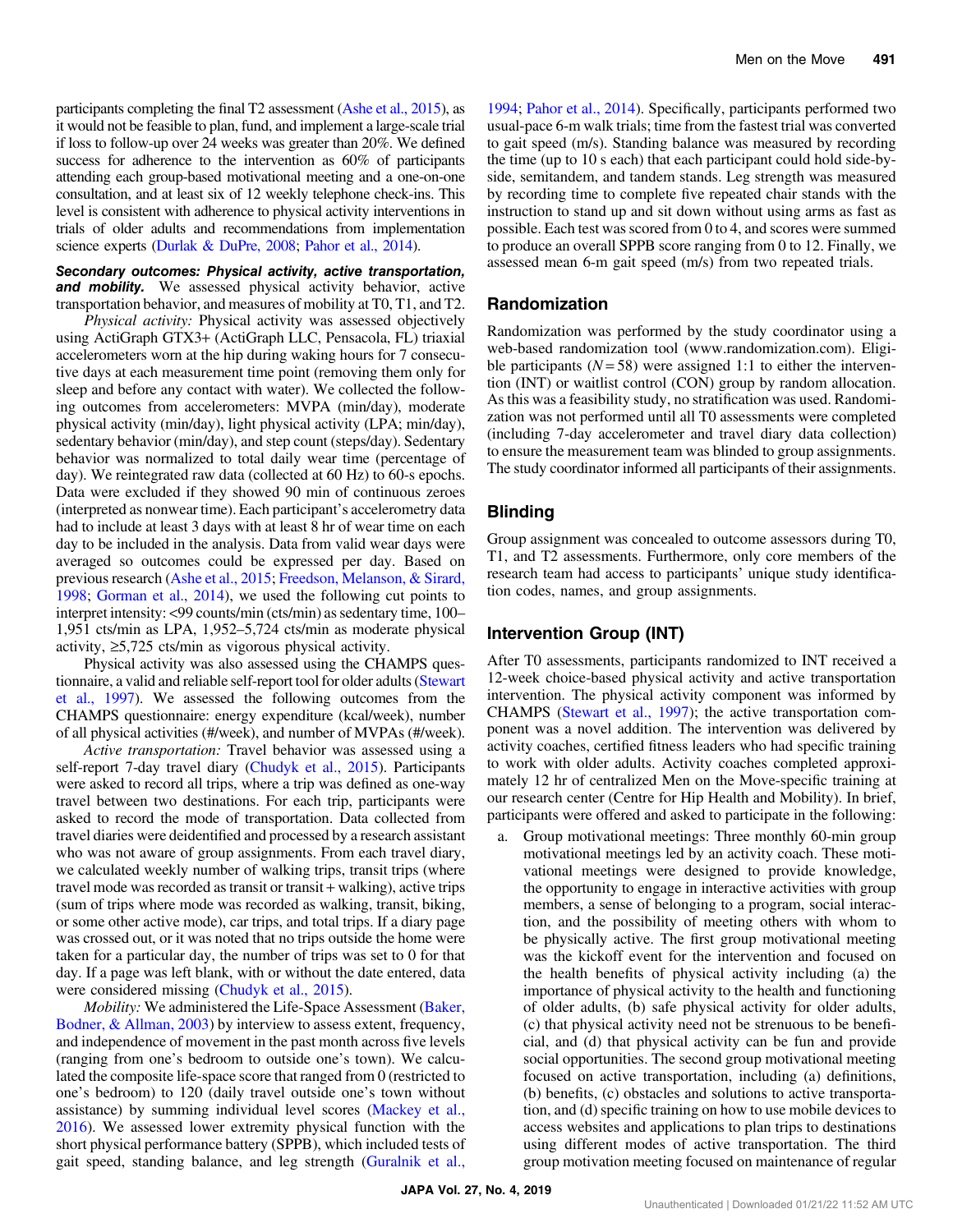participants completing the final T2 assessment (Ashe et al., 2015), as it would not be feasible to plan, fund, and implement a large-scale trial if loss to follow-up over 24 weeks was greater than 20%. We defined success for adherence to the intervention as 60% of participants attending each group-based motivational meeting and a one-on-one consultation, and at least six of 12 weekly telephone check-ins. This level is consistent with adherence to physical activity interventions in trials of older adults and recommendations from implementation science experts (Durlak & DuPre, 2008; Pahor et al., 2014).

***Secondary outcomes: Physical activity, active transportation, and mobility.*** We assessed physical activity behavior, active transportation behavior, and measures of mobility at T0, T1, and T2.

*Physical activity:* Physical activity was assessed objectively using ActiGraph GTX3+ (ActiGraph LLC, Pensacola, FL) triaxial accelerometers worn at the hip during waking hours for 7 consecutive days at each measurement time point (removing them only for sleep and before any contact with water). We collected the following outcomes from accelerometers: MVPA (min/day), moderate physical activity (min/day), light physical activity (LPA; min/day), sedentary behavior (min/day), and step count (steps/day). Sedentary behavior was normalized to total daily wear time (percentage of day). We reintegrated raw data (collected at 60 Hz) to 60-s epochs. Data were excluded if they showed 90 min of continuous zeroes (interpreted as nonwear time). Each participant's accelerometry data had to include at least 3 days with at least 8 hr of wear time on each day to be included in the analysis. Data from valid wear days were averaged so outcomes could be expressed per day. Based on previous research (Ashe et al., 2015; Freedson, Melanson, & Sirard, 1998; Gorman et al., 2014), we used the following cut points to interpret intensity: <99 counts/min (cts/min) as sedentary time, 100–1,951 cts/min as LPA, 1,952–5,724 cts/min as moderate physical activity, ≥5,725 cts/min as vigorous physical activity.

Physical activity was also assessed using the CHAMPS questionnaire, a valid and reliable self-report tool for older adults (Stewart et al., 1997). We assessed the following outcomes from the CHAMPS questionnaire: energy expenditure (kcal/week), number of all physical activities (#/week), and number of MVPAs (#/week).

*Active transportation:* Travel behavior was assessed using a self-report 7-day travel diary (Chudyk et al., 2015). Participants were asked to record all trips, where a trip was defined as one-way travel between two destinations. For each trip, participants were asked to record the mode of transportation. Data collected from travel diaries were deidentified and processed by a research assistant who was not aware of group assignments. From each travel diary, we calculated weekly number of walking trips, transit trips (where travel mode was recorded as transit or transit + walking), active trips (sum of trips where mode was recorded as walking, transit, biking, or some other active mode), car trips, and total trips. If a diary page was crossed out, or it was noted that no trips outside the home were taken for a particular day, the number of trips was set to 0 for that day. If a page was left blank, with or without the date entered, data were considered missing (Chudyk et al., 2015).

*Mobility:* We administered the Life-Space Assessment (Baker, Bodner, & Allman, 2003) by interview to assess extent, frequency, and independence of movement in the past month across five levels (ranging from one's bedroom to outside one's town). We calculated the composite life-space score that ranged from 0 (restricted to one's bedroom) to 120 (daily travel outside one's town without assistance) by summing individual level scores (Mackey et al., 2016). We assessed lower extremity physical function with the short physical performance battery (SPPB), which included tests of gait speed, standing balance, and leg strength (Guralnik et al., 1994; Pahor et al., 2014). Specifically, participants performed two usual-pace 6-m walk trials; time from the fastest trial was converted to gait speed (m/s). Standing balance was measured by recording the time (up to 10 s each) that each participant could hold side-by-side, semitandem, and tandem stands. Leg strength was measured by recording time to complete five repeated chair stands with the instruction to stand up and sit down without using arms as fast as possible. Each test was scored from 0 to 4, and scores were summed to produce an overall SPPB score ranging from 0 to 12. Finally, we assessed mean 6-m gait speed (m/s) from two repeated trials.

## Randomization

Randomization was performed by the study coordinator using a web-based randomization tool (www.randomization.com). Eligible participants ($N = 58$) were assigned 1:1 to either the intervention (INT) or waitlist control (CON) group by random allocation. As this was a feasibility study, no stratification was used. Randomization was not performed until all T0 assessments were completed (including 7-day accelerometer and travel diary data collection) to ensure the measurement team was blinded to group assignments. The study coordinator informed all participants of their assignments.

## Blinding

Group assignment was concealed to outcome assessors during T0, T1, and T2 assessments. Furthermore, only core members of the research team had access to participants' unique study identification codes, names, and group assignments.

## Intervention Group (INT)

After T0 assessments, participants randomized to INT received a 12-week choice-based physical activity and active transportation intervention. The physical activity component was informed by CHAMPS (Stewart et al., 1997); the active transportation component was a novel addition. The intervention was delivered by activity coaches, certified fitness leaders who had specific training to work with older adults. Activity coaches completed approximately 12 hr of centralized Men on the Move-specific training at our research center (Centre for Hip Health and Mobility). In brief, participants were offered and asked to participate in the following:

a. Group motivational meetings: Three monthly 60-min group motivational meetings led by an activity coach. These motivational meetings were designed to provide knowledge, the opportunity to engage in interactive activities with group members, a sense of belonging to a program, social interaction, and the possibility of meeting others with whom to be physically active. The first group motivational meeting was the kickoff event for the intervention and focused on the health benefits of physical activity including (a) the importance of physical activity to the health and functioning of older adults, (b) safe physical activity for older adults, (c) that physical activity need not be strenuous to be beneficial, and (d) that physical activity can be fun and provide social opportunities. The second group motivational meeting focused on active transportation, including (a) definitions, (b) benefits, (c) obstacles and solutions to active transportation, and (d) specific training on how to use mobile devices to access websites and applications to plan trips to destinations using different modes of active transportation. The third group motivation meeting focused on maintenance of regular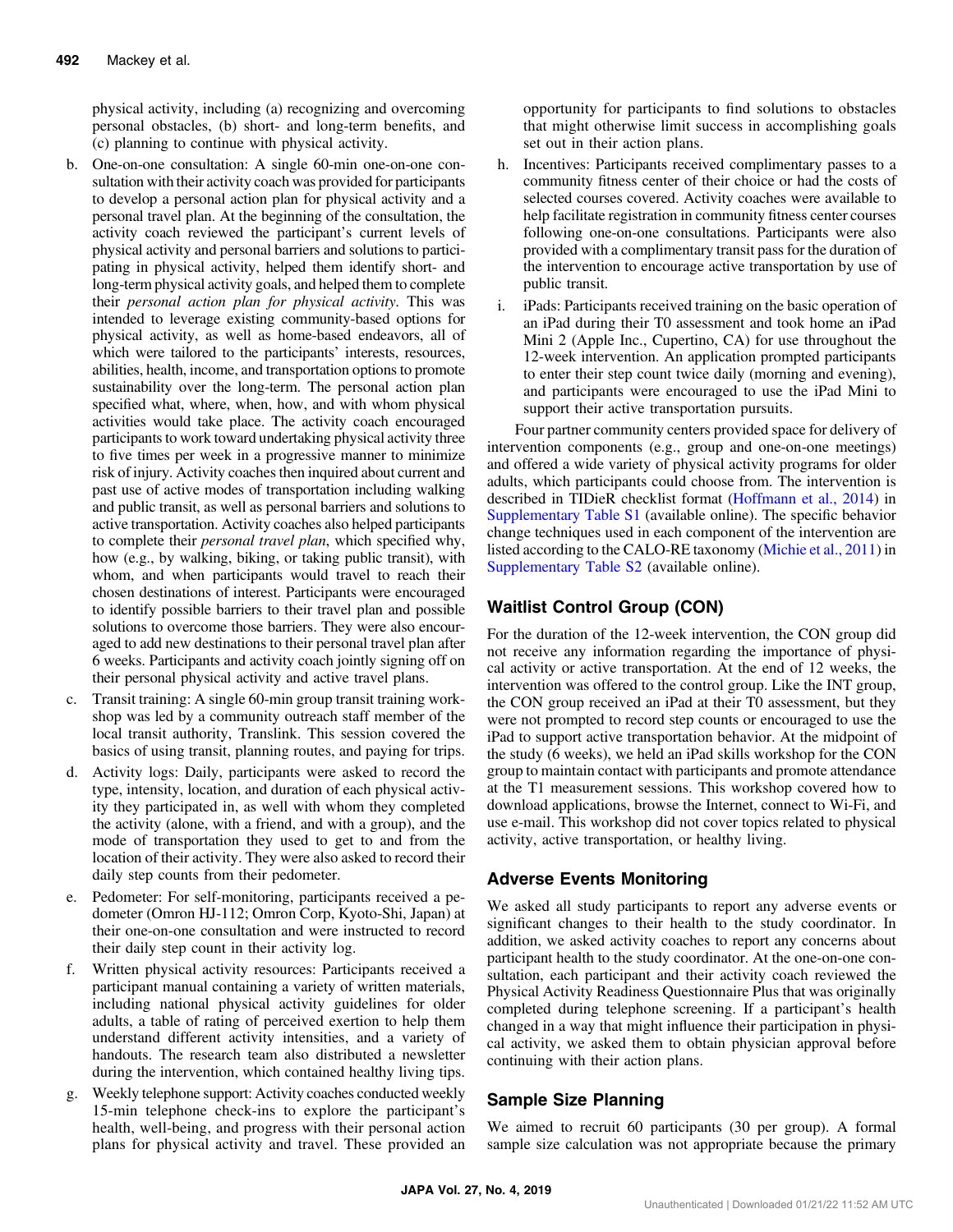physical activity, including (a) recognizing and overcoming personal obstacles, (b) short- and long-term benefits, and (c) planning to continue with physical activity.

b. One-on-one consultation: A single 60-min one-on-one consultation with their activity coach was provided for participants to develop a personal action plan for physical activity and a personal travel plan. At the beginning of the consultation, the activity coach reviewed the participant's current levels of physical activity and personal barriers and solutions to participating in physical activity, helped them identify short- and long-term physical activity goals, and helped them to complete their *personal action plan for physical activity*. This was intended to leverage existing community-based options for physical activity, as well as home-based endeavors, all of which were tailored to the participants' interests, resources, abilities, health, income, and transportation options to promote sustainability over the long-term. The personal action plan specified what, where, when, how, and with whom physical activities would take place. The activity coach encouraged participants to work toward undertaking physical activity three to five times per week in a progressive manner to minimize risk of injury. Activity coaches then inquired about current and past use of active modes of transportation including walking and public transit, as well as personal barriers and solutions to active transportation. Activity coaches also helped participants to complete their *personal travel plan*, which specified why, how (e.g., by walking, biking, or taking public transit), with whom, and when participants would travel to reach their chosen destinations of interest. Participants were encouraged to identify possible barriers to their travel plan and possible solutions to overcome those barriers. They were also encouraged to add new destinations to their personal travel plan after 6 weeks. Participants and activity coach jointly signing off on their personal physical activity and active travel plans.

c. Transit training: A single 60-min group transit training workshop was led by a community outreach staff member of the local transit authority, Translink. This session covered the basics of using transit, planning routes, and paying for trips.

d. Activity logs: Daily, participants were asked to record the type, intensity, location, and duration of each physical activity they participated in, as well with whom they completed the activity (alone, with a friend, and with a group), and the mode of transportation they used to get to and from the location of their activity. They were also asked to record their daily step counts from their pedometer.

e. Pedometer: For self-monitoring, participants received a pedometer (Omron HJ-112; Omron Corp, Kyoto-Shi, Japan) at their one-on-one consultation and were instructed to record their daily step count in their activity log.

f. Written physical activity resources: Participants received a participant manual containing a variety of written materials, including national physical activity guidelines for older adults, a table of rating of perceived exertion to help them understand different activity intensities, and a variety of handouts. The research team also distributed a newsletter during the intervention, which contained healthy living tips.

g. Weekly telephone support: Activity coaches conducted weekly 15-min telephone check-ins to explore the participant's health, well-being, and progress with their personal action plans for physical activity and travel. These provided an opportunity for participants to find solutions to obstacles that might otherwise limit success in accomplishing goals set out in their action plans.

h. Incentives: Participants received complimentary passes to a community fitness center of their choice or had the costs of selected courses covered. Activity coaches were available to help facilitate registration in community fitness center courses following one-on-one consultations. Participants were also provided with a complimentary transit pass for the duration of the intervention to encourage active transportation by use of public transit.

i. iPads: Participants received training on the basic operation of an iPad during their T0 assessment and took home an iPad Mini 2 (Apple Inc., Cupertino, CA) for use throughout the 12-week intervention. An application prompted participants to enter their step count twice daily (morning and evening), and participants were encouraged to use the iPad Mini to support their active transportation pursuits.

Four partner community centers provided space for delivery of intervention components (e.g., group and one-on-one meetings) and offered a wide variety of physical activity programs for older adults, which participants could choose from. The intervention is described in TIDieR checklist format (Hoffmann et al., 2014) in Supplementary Table S1 (available online). The specific behavior change techniques used in each component of the intervention are listed according to the CALO-RE taxonomy (Michie et al., 2011) in Supplementary Table S2 (available online).

## Waitlist Control Group (CON)

For the duration of the 12-week intervention, the CON group did not receive any information regarding the importance of physical activity or active transportation. At the end of 12 weeks, the intervention was offered to the control group. Like the INT group, the CON group received an iPad at their T0 assessment, but they were not prompted to record step counts or encouraged to use the iPad to support active transportation behavior. At the midpoint of the study (6 weeks), we held an iPad skills workshop for the CON group to maintain contact with participants and promote attendance at the T1 measurement sessions. This workshop covered how to download applications, browse the Internet, connect to Wi-Fi, and use e-mail. This workshop did not cover topics related to physical activity, active transportation, or healthy living.

## Adverse Events Monitoring

We asked all study participants to report any adverse events or significant changes to their health to the study coordinator. In addition, we asked activity coaches to report any concerns about participant health to the study coordinator. At the one-on-one consultation, each participant and their activity coach reviewed the Physical Activity Readiness Questionnaire Plus that was originally completed during telephone screening. If a participant's health changed in a way that might influence their participation in physical activity, we asked them to obtain physician approval before continuing with their action plans.

## Sample Size Planning

We aimed to recruit 60 participants (30 per group). A formal sample size calculation was not appropriate because the primary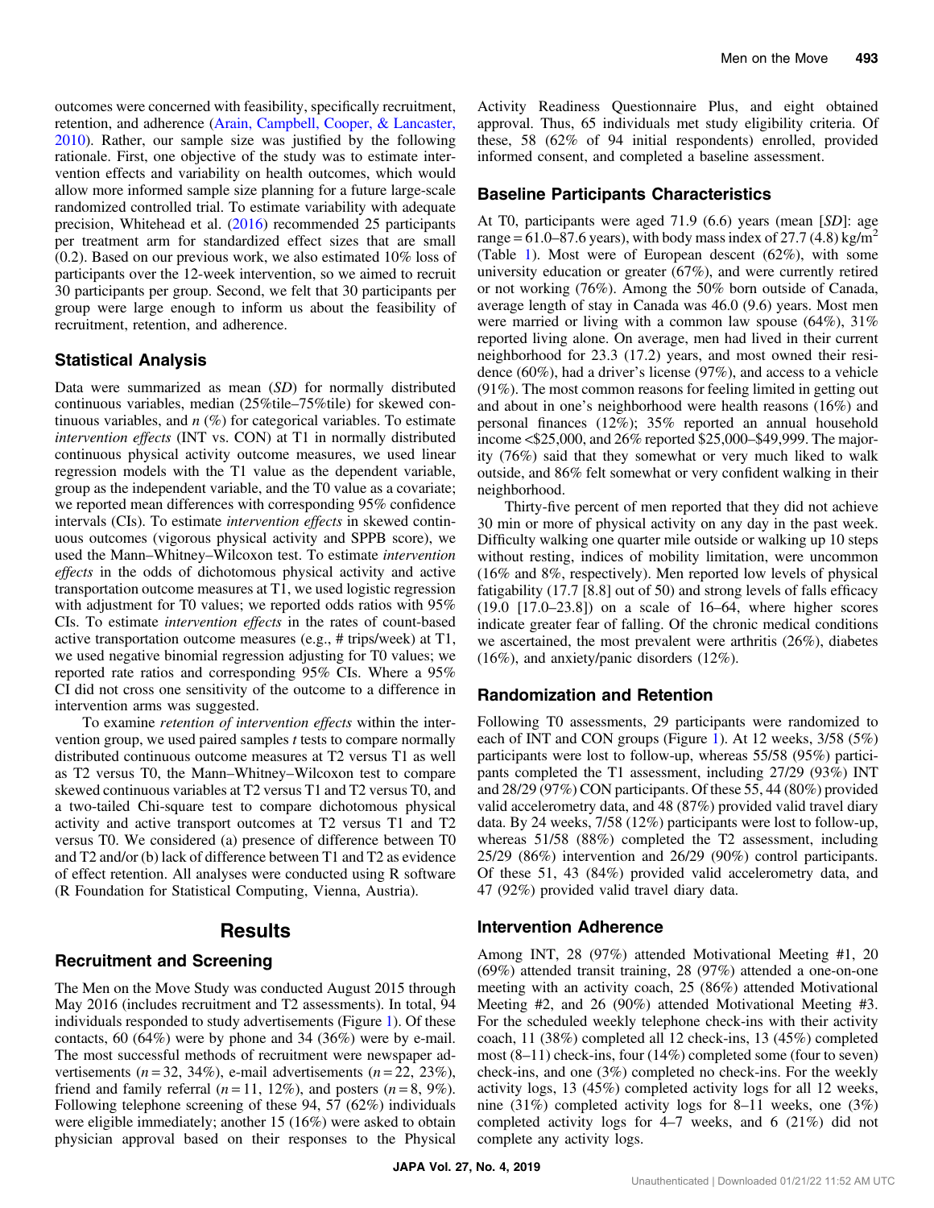outcomes were concerned with feasibility, specifically recruitment, retention, and adherence (Arain, Campbell, Cooper, & Lancaster, 2010). Rather, our sample size was justified by the following rationale. First, one objective of the study was to estimate intervention effects and variability on health outcomes, which would allow more informed sample size planning for a future large-scale randomized controlled trial. To estimate variability with adequate precision, Whitehead et al. (2016) recommended 25 participants per treatment arm for standardized effect sizes that are small (0.2). Based on our previous work, we also estimated 10% loss of participants over the 12-week intervention, so we aimed to recruit 30 participants per group. Second, we felt that 30 participants per group were large enough to inform us about the feasibility of recruitment, retention, and adherence.

## Statistical Analysis

Data were summarized as mean (*SD*) for normally distributed continuous variables, median (25%tile–75%tile) for skewed continuous variables, and *n* (%) for categorical variables. To estimate *intervention effects* (INT vs. CON) at T1 in normally distributed continuous physical activity outcome measures, we used linear regression models with the T1 value as the dependent variable, group as the independent variable, and the T0 value as a covariate; we reported mean differences with corresponding 95% confidence intervals (CIs). To estimate *intervention effects* in skewed continuous outcomes (vigorous physical activity and SPPB score), we used the Mann–Whitney–Wilcoxon test. To estimate *intervention effects* in the odds of dichotomous physical activity and active transportation outcome measures at T1, we used logistic regression with adjustment for T0 values; we reported odds ratios with 95% CIs. To estimate *intervention effects* in the rates of count-based active transportation outcome measures (e.g., # trips/week) at T1, we used negative binomial regression adjusting for T0 values; we reported rate ratios and corresponding 95% CIs. Where a 95% CI did not cross one sensitivity of the outcome to a difference in intervention arms was suggested.

To examine *retention of intervention effects* within the intervention group, we used paired samples *t* tests to compare normally distributed continuous outcome measures at T2 versus T1 as well as T2 versus T0, the Mann–Whitney–Wilcoxon test to compare skewed continuous variables at T2 versus T1 and T2 versus T0, and a two-tailed Chi-square test to compare dichotomous physical activity and active transport outcomes at T2 versus T1 and T2 versus T0. We considered (a) presence of difference between T0 and T2 and/or (b) lack of difference between T1 and T2 as evidence of effect retention. All analyses were conducted using R software (R Foundation for Statistical Computing, Vienna, Austria).

# Results

## Recruitment and Screening

The Men on the Move Study was conducted August 2015 through May 2016 (includes recruitment and T2 assessments). In total, 94 individuals responded to study advertisements (Figure 1). Of these contacts, 60 (64%) were by phone and 34 (36%) were by e-mail. The most successful methods of recruitment were newspaper advertisements (*n* = 32, 34%), e-mail advertisements (*n* = 22, 23%), friend and family referral (*n* = 11, 12%), and posters (*n* = 8, 9%). Following telephone screening of these 94, 57 (62%) individuals were eligible immediately; another 15 (16%) were asked to obtain physician approval based on their responses to the Physical Activity Readiness Questionnaire Plus, and eight obtained approval. Thus, 65 individuals met study eligibility criteria. Of these, 58 (62% of 94 initial respondents) enrolled, provided informed consent, and completed a baseline assessment.

## Baseline Participants Characteristics

At T0, participants were aged 71.9 (6.6) years (mean [*SD*]: age range = 61.0–87.6 years), with body mass index of 27.7 (4.8) kg/m$^2$ (Table 1). Most were of European descent (62%), with some university education or greater (67%), and were currently retired or not working (76%). Among the 50% born outside of Canada, average length of stay in Canada was 46.0 (9.6) years. Most men were married or living with a common law spouse (64%), 31% reported living alone. On average, men had lived in their current neighborhood for 23.3 (17.2) years, and most owned their residence (60%), had a driver's license (97%), and access to a vehicle (91%). The most common reasons for feeling limited in getting out and about in one's neighborhood were health reasons (16%) and personal finances (12%); 35% reported an annual household income <$25,000, and 26% reported $25,000–$49,999. The majority (76%) said that they somewhat or very much liked to walk outside, and 86% felt somewhat or very confident walking in their neighborhood.

Thirty-five percent of men reported that they did not achieve 30 min or more of physical activity on any day in the past week. Difficulty walking one quarter mile outside or walking up 10 steps without resting, indices of mobility limitation, were uncommon (16% and 8%, respectively). Men reported low levels of physical fatigability (17.7 [8.8] out of 50) and strong levels of falls efficacy (19.0 [17.0–23.8]) on a scale of 16–64, where higher scores indicate greater fear of falling. Of the chronic medical conditions we ascertained, the most prevalent were arthritis (26%), diabetes (16%), and anxiety/panic disorders (12%).

## Randomization and Retention

Following T0 assessments, 29 participants were randomized to each of INT and CON groups (Figure 1). At 12 weeks, 3/58 (5%) participants were lost to follow-up, whereas 55/58 (95%) participants completed the T1 assessment, including 27/29 (93%) INT and 28/29 (97%) CON participants. Of these 55, 44 (80%) provided valid accelerometry data, and 48 (87%) provided valid travel diary data. By 24 weeks, 7/58 (12%) participants were lost to follow-up, whereas 51/58 (88%) completed the T2 assessment, including 25/29 (86%) intervention and 26/29 (90%) control participants. Of these 51, 43 (84%) provided valid accelerometry data, and 47 (92%) provided valid travel diary data.

## Intervention Adherence

Among INT, 28 (97%) attended Motivational Meeting #1, 20 (69%) attended transit training, 28 (97%) attended a one-on-one meeting with an activity coach, 25 (86%) attended Motivational Meeting #2, and 26 (90%) attended Motivational Meeting #3. For the scheduled weekly telephone check-ins with their activity coach, 11 (38%) completed all 12 check-ins, 13 (45%) completed most (8–11) check-ins, four (14%) completed some (four to seven) check-ins, and one (3%) completed no check-ins. For the weekly activity logs, 13 (45%) completed activity logs for all 12 weeks, nine (31%) completed activity logs for 8–11 weeks, one (3%) completed activity logs for 4–7 weeks, and 6 (21%) did not complete any activity logs.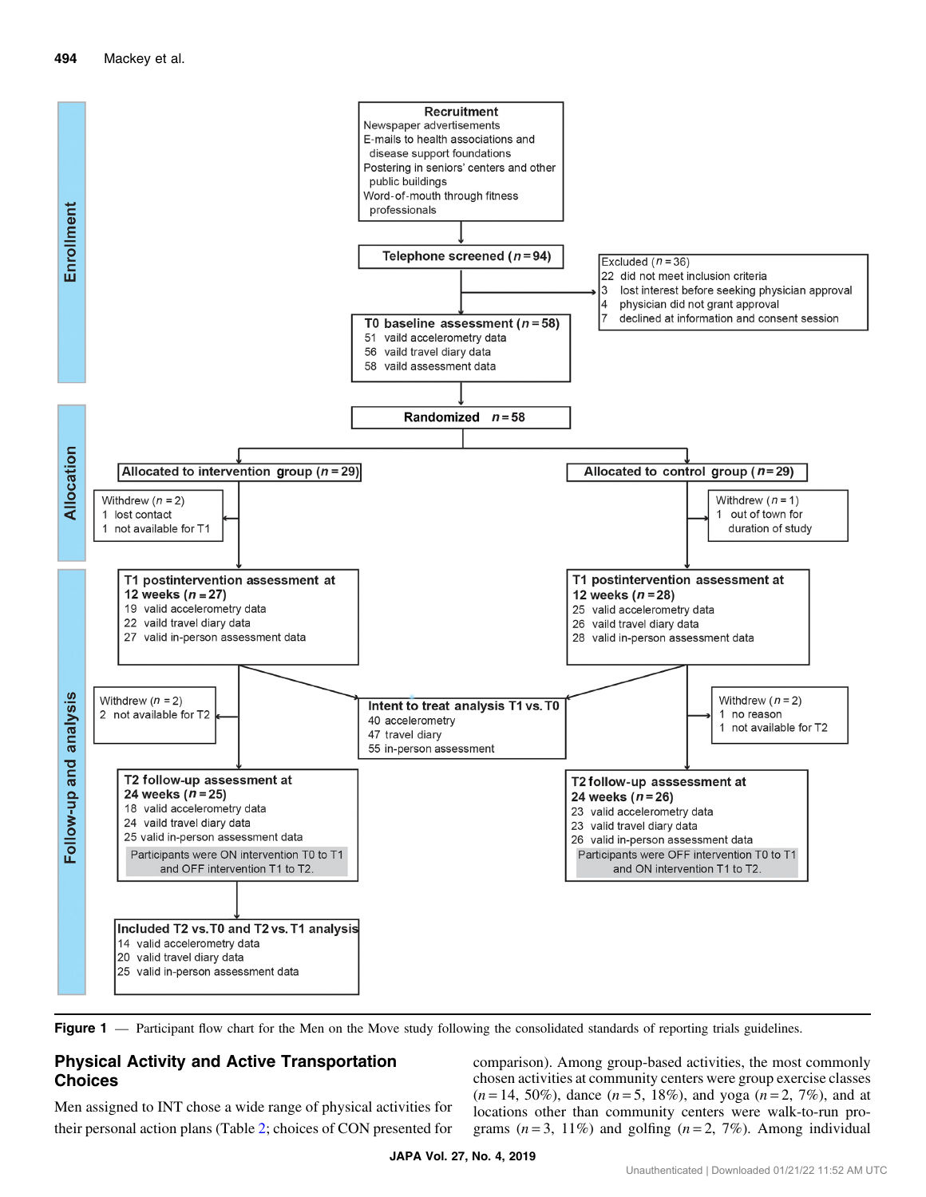**Recruitment**
Newspaper advertisements
E-mails to health associations and disease support foundations
Postering in seniors' centers and other public buildings
Word-of-mouth through fitness professionals

**Telephone screened (n = 94)**

Excluded (n = 36)
22 did not meet inclusion criteria
3 lost interest before seeking physician approval
4 physician did not grant approval
7 declined at information and consent session

**T0 baseline assessment (n = 58)**
51 vaild accelerometry data
56 vaild travel diary data
58 vaild assessment data

**Randomized n = 58**

**Allocated to intervention group (n = 29)**

Withdrew (n = 2)
1 lost contact
1 not available for T1

**Allocated to control group (n = 29)**

Withdrew (n = 1)
1 out of town for duration of study

**T1 postintervention assessment at 12 weeks (n = 27)**
19 valid accelerometry data
22 vaild travel diary data
27 valid in-person assessment data

**T1 postintervention assessment at 12 weeks (n = 28)**
25 valid accelerometry data
26 vaild travel diary data
28 valid in-person assessment data

Withdrew (n = 2)
2 not available for T2

**Intent to treat analysis T1 vs. T0**
40 accelerometry
47 travel diary
55 in-person assessment

Withdrew (n = 2)
1 no reason
1 not available for T2

**T2 follow-up assessment at 24 weeks (n = 25)**
18 valid accelerometry data
24 vaild travel diary data
25 valid in-person assessment data
Participants were ON intervention T0 to T1 and OFF intervention T1 to T2.

**T2 follow-up asssessment at 24 weeks (n = 26)**
23 valid accelerometry data
23 valid travel diary data
26 valid in-person assessment data
Participants were OFF intervention T0 to T1 and ON intervention T1 to T2.

**Included T2 vs. T0 and T2 vs. T1 analysis**
14 valid accelerometry data
20 valid travel diary data
25 valid in-person assessment data

**Figure 1** — Participant flow chart for the Men on the Move study following the consolidated standards of reporting trials guidelines.

## Physical Activity and Active Transportation Choices

Men assigned to INT chose a wide range of physical activities for their personal action plans (Table 2; choices of CON presented for comparison). Among group-based activities, the most commonly chosen activities at community centers were group exercise classes ($n = 14$, 50%), dance ($n = 5$, 18%), and yoga ($n = 2$, 7%), and at locations other than community centers were walk-to-run programs ($n = 3$, 11%) and golfing ($n = 2$, 7%). Among individual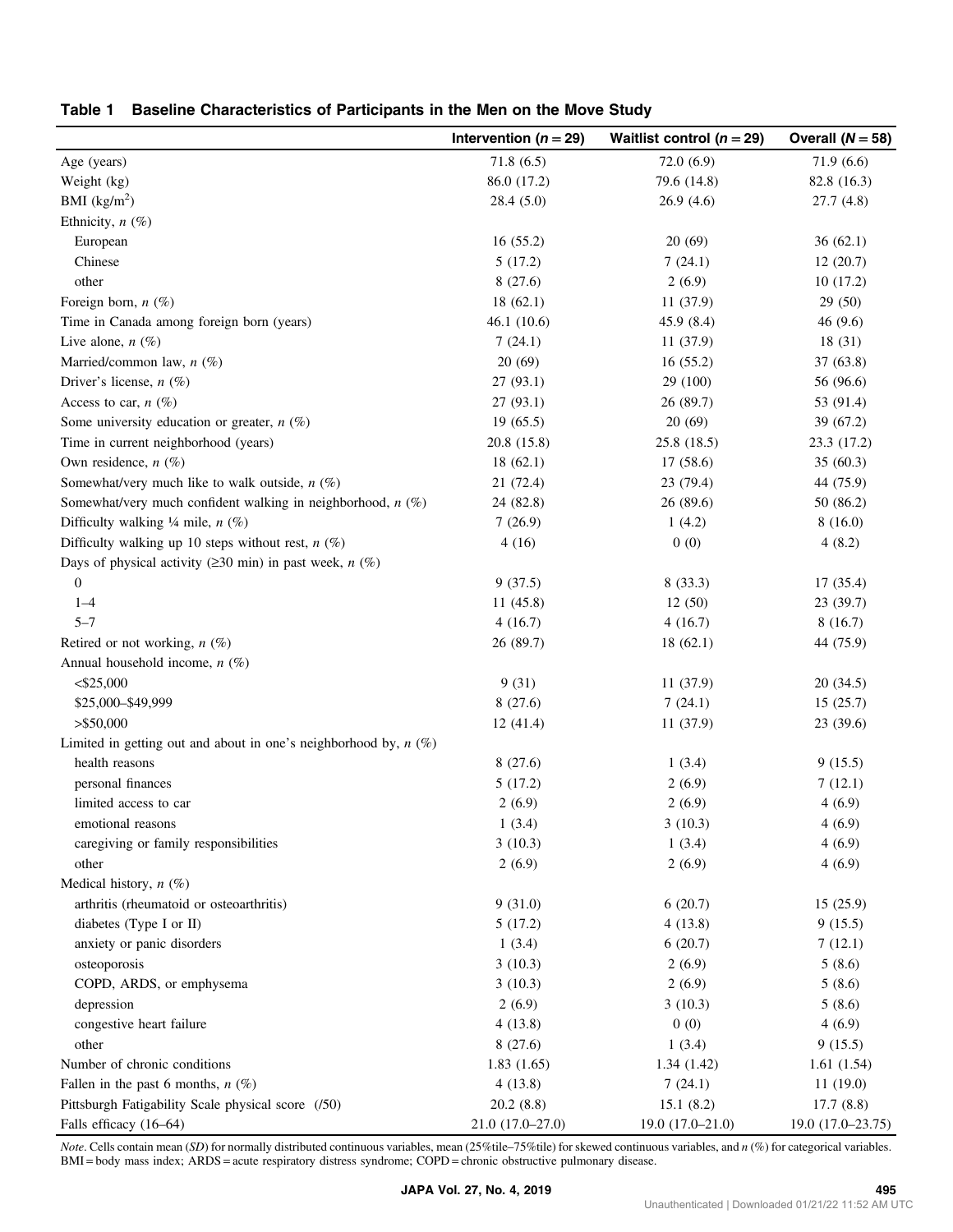**Table 1 Baseline Characteristics of Participants in the Men on the Move Study**

| | Intervention ($n = 29$) | Waitlist control ($n = 29$) | Overall ($N = 58$) |
|---|---|---|---|
| Age (years) | 71.8 (6.5) | 72.0 (6.9) | 71.9 (6.6) |
| Weight (kg) | 86.0 (17.2) | 79.6 (14.8) | 82.8 (16.3) |
| BMI (kg/m$^2$) | 28.4 (5.0) | 26.9 (4.6) | 27.7 (4.8) |
| Ethnicity, *n* (%) | | | |
| European | 16 (55.2) | 20 (69) | 36 (62.1) |
| Chinese | 5 (17.2) | 7 (24.1) | 12 (20.7) |
| other | 8 (27.6) | 2 (6.9) | 10 (17.2) |
| Foreign born, *n* (%) | 18 (62.1) | 11 (37.9) | 29 (50) |
| Time in Canada among foreign born (years) | 46.1 (10.6) | 45.9 (8.4) | 46 (9.6) |
| Live alone, *n* (%) | 7 (24.1) | 11 (37.9) | 18 (31) |
| Married/common law, *n* (%) | 20 (69) | 16 (55.2) | 37 (63.8) |
| Driver's license, *n* (%) | 27 (93.1) | 29 (100) | 56 (96.6) |
| Access to car, *n* (%) | 27 (93.1) | 26 (89.7) | 53 (91.4) |
| Some university education or greater, *n* (%) | 19 (65.5) | 20 (69) | 39 (67.2) |
| Time in current neighborhood (years) | 20.8 (15.8) | 25.8 (18.5) | 23.3 (17.2) |
| Own residence, *n* (%) | 18 (62.1) | 17 (58.6) | 35 (60.3) |
| Somewhat/very much like to walk outside, *n* (%) | 21 (72.4) | 23 (79.4) | 44 (75.9) |
| Somewhat/very much confident walking in neighborhood, *n* (%) | 24 (82.8) | 26 (89.6) | 50 (86.2) |
| Difficulty walking ¼ mile, *n* (%) | 7 (26.9) | 1 (4.2) | 8 (16.0) |
| Difficulty walking up 10 steps without rest, *n* (%) | 4 (16) | 0 (0) | 4 (8.2) |
| Days of physical activity (≥30 min) in past week, *n* (%) | | | |
| 0 | 9 (37.5) | 8 (33.3) | 17 (35.4) |
| 1–4 | 11 (45.8) | 12 (50) | 23 (39.7) |
| 5–7 | 4 (16.7) | 4 (16.7) | 8 (16.7) |
| Retired or not working, *n* (%) | 26 (89.7) | 18 (62.1) | 44 (75.9) |
| Annual household income, *n* (%) | | | |
| <$25,000 | 9 (31) | 11 (37.9) | 20 (34.5) |
| $25,000–$49,999 | 8 (27.6) | 7 (24.1) | 15 (25.7) |
| >$50,000 | 12 (41.4) | 11 (37.9) | 23 (39.6) |
| Limited in getting out and about in one's neighborhood by, *n* (%) | | | |
| health reasons | 8 (27.6) | 1 (3.4) | 9 (15.5) |
| personal finances | 5 (17.2) | 2 (6.9) | 7 (12.1) |
| limited access to car | 2 (6.9) | 2 (6.9) | 4 (6.9) |
| emotional reasons | 1 (3.4) | 3 (10.3) | 4 (6.9) |
| caregiving or family responsibilities | 3 (10.3) | 1 (3.4) | 4 (6.9) |
| other | 2 (6.9) | 2 (6.9) | 4 (6.9) |
| Medical history, *n* (%) | | | |
| arthritis (rheumatoid or osteoarthritis) | 9 (31.0) | 6 (20.7) | 15 (25.9) |
| diabetes (Type I or II) | 5 (17.2) | 4 (13.8) | 9 (15.5) |
| anxiety or panic disorders | 1 (3.4) | 6 (20.7) | 7 (12.1) |
| osteoporosis | 3 (10.3) | 2 (6.9) | 5 (8.6) |
| COPD, ARDS, or emphysema | 3 (10.3) | 2 (6.9) | 5 (8.6) |
| depression | 2 (6.9) | 3 (10.3) | 5 (8.6) |
| congestive heart failure | 4 (13.8) | 0 (0) | 4 (6.9) |
| other | 8 (27.6) | 1 (3.4) | 9 (15.5) |
| Number of chronic conditions | 1.83 (1.65) | 1.34 (1.42) | 1.61 (1.54) |
| Fallen in the past 6 months, *n* (%) | 4 (13.8) | 7 (24.1) | 11 (19.0) |
| Pittsburgh Fatigability Scale physical score (/50) | 20.2 (8.8) | 15.1 (8.2) | 17.7 (8.8) |
| Falls efficacy (16–64) | 21.0 (17.0–27.0) | 19.0 (17.0–21.0) | 19.0 (17.0–23.75) |

*Note*. Cells contain mean (*SD*) for normally distributed continuous variables, mean (25%tile–75%tile) for skewed continuous variables, and *n* (%) for categorical variables. BMI = body mass index; ARDS = acute respiratory distress syndrome; COPD = chronic obstructive pulmonary disease.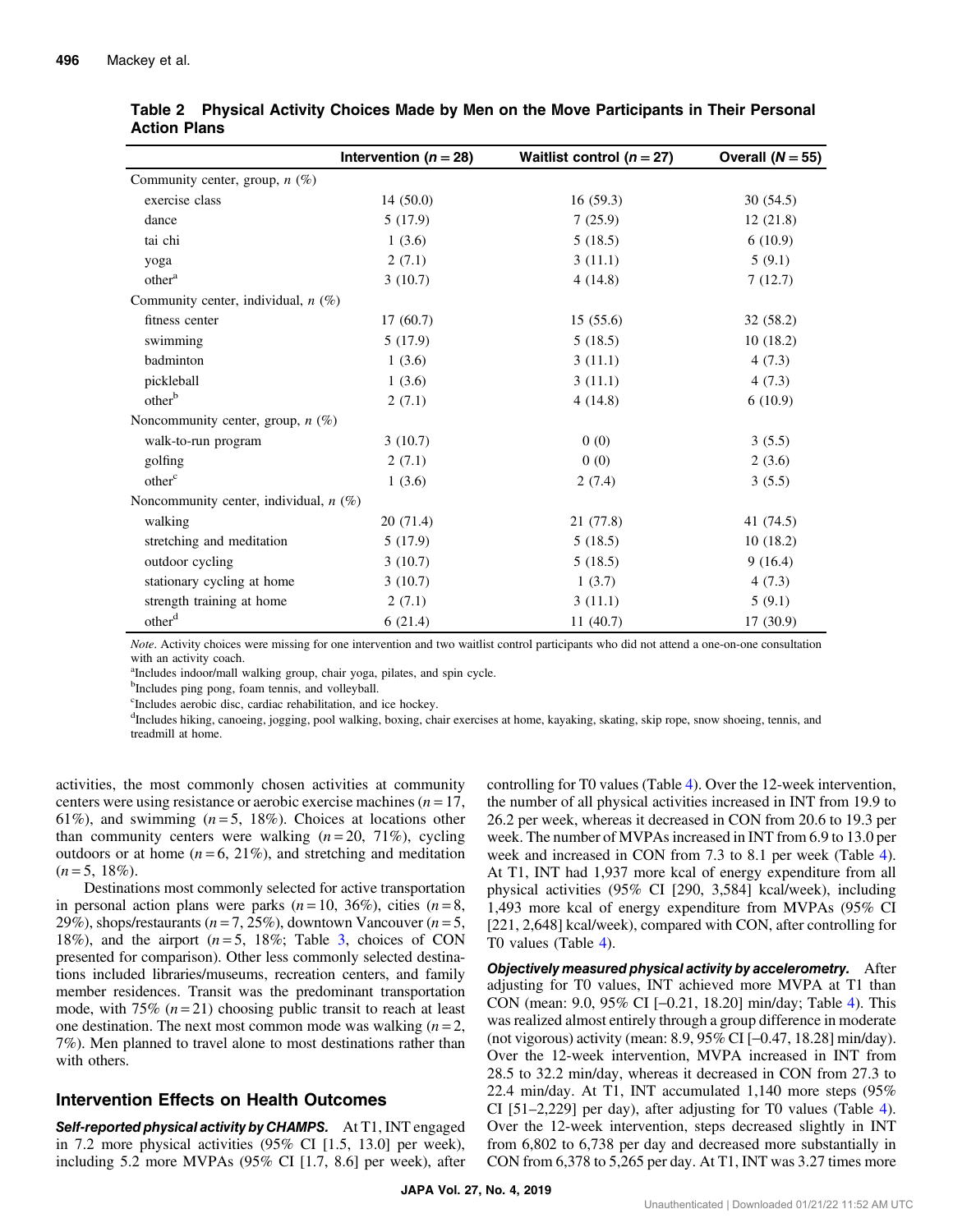**Table 2 Physical Activity Choices Made by Men on the Move Participants in Their Personal Action Plans**

| | Intervention ($n = 28$) | Waitlist control ($n = 27$) | Overall ($N = 55$) |
|---|---|---|---|
| Community center, group, *n* (%) | | | |
| exercise class | 14 (50.0) | 16 (59.3) | 30 (54.5) |
| dance | 5 (17.9) | 7 (25.9) | 12 (21.8) |
| tai chi | 1 (3.6) | 5 (18.5) | 6 (10.9) |
| yoga | 2 (7.1) | 3 (11.1) | 5 (9.1) |
| other[a] | 3 (10.7) | 4 (14.8) | 7 (12.7) |
| Community center, individual, *n* (%) | | | |
| fitness center | 17 (60.7) | 15 (55.6) | 32 (58.2) |
| swimming | 5 (17.9) | 5 (18.5) | 10 (18.2) |
| badminton | 1 (3.6) | 3 (11.1) | 4 (7.3) |
| pickleball | 1 (3.6) | 3 (11.1) | 4 (7.3) |
| other[b] | 2 (7.1) | 4 (14.8) | 6 (10.9) |
| Noncommunity center, group, *n* (%) | | | |
| walk-to-run program | 3 (10.7) | 0 (0) | 3 (5.5) |
| golfing | 2 (7.1) | 0 (0) | 2 (3.6) |
| other[c] | 1 (3.6) | 2 (7.4) | 3 (5.5) |
| Noncommunity center, individual, *n* (%) | | | |
| walking | 20 (71.4) | 21 (77.8) | 41 (74.5) |
| stretching and meditation | 5 (17.9) | 5 (18.5) | 10 (18.2) |
| outdoor cycling | 3 (10.7) | 5 (18.5) | 9 (16.4) |
| stationary cycling at home | 3 (10.7) | 1 (3.7) | 4 (7.3) |
| strength training at home | 2 (7.1) | 3 (11.1) | 5 (9.1) |
| other[d] | 6 (21.4) | 11 (40.7) | 17 (30.9) |

*Note*. Activity choices were missing for one intervention and two waitlist control participants who did not attend a one-on-one consultation with an activity coach.

[a]Includes indoor/mall walking group, chair yoga, pilates, and spin cycle.

[b]Includes ping pong, foam tennis, and volleyball.

[c]Includes aerobic disc, cardiac rehabilitation, and ice hockey.

[d]Includes hiking, canoeing, jogging, pool walking, boxing, chair exercises at home, kayaking, skating, skip rope, snow shoeing, tennis, and treadmill at home.

activities, the most commonly chosen activities at community centers were using resistance or aerobic exercise machines ($n = 17$, 61%), and swimming ($n = 5$, 18%). Choices at locations other than community centers were walking ($n = 20$, 71%), cycling outdoors or at home ($n = 6$, 21%), and stretching and meditation ($n = 5$, 18%).

Destinations most commonly selected for active transportation in personal action plans were parks ($n = 10$, 36%), cities ($n = 8$, 29%), shops/restaurants ($n = 7$, 25%), downtown Vancouver ($n = 5$, 18%), and the airport ($n = 5$, 18%; Table 3, choices of CON presented for comparison). Other less commonly selected destinations included libraries/museums, recreation centers, and family member residences. Transit was the predominant transportation mode, with 75% ($n = 21$) choosing public transit to reach at least one destination. The next most common mode was walking ($n = 2$, 7%). Men planned to travel alone to most destinations rather than with others.

## Intervention Effects on Health Outcomes

***Self-reported physical activity by CHAMPS.*** At T1, INT engaged in 7.2 more physical activities (95% CI [1.5, 13.0] per week), including 5.2 more MVPAs (95% CI [1.7, 8.6] per week), after controlling for T0 values (Table 4). Over the 12-week intervention, the number of all physical activities increased in INT from 19.9 to 26.2 per week, whereas it decreased in CON from 20.6 to 19.3 per week. The number of MVPAs increased in INT from 6.9 to 13.0 per week and increased in CON from 7.3 to 8.1 per week (Table 4). At T1, INT had 1,937 more kcal of energy expenditure from all physical activities (95% CI [290, 3,584] kcal/week), including 1,493 more kcal of energy expenditure from MVPAs (95% CI [221, 2,648] kcal/week), compared with CON, after controlling for T0 values (Table 4).

***Objectively measured physical activity by accelerometry.*** After adjusting for T0 values, INT achieved more MVPA at T1 than CON (mean: 9.0, 95% CI [–0.21, 18.20] min/day; Table 4). This was realized almost entirely through a group difference in moderate (not vigorous) activity (mean: 8.9, 95% CI [–0.47, 18.28] min/day). Over the 12-week intervention, MVPA increased in INT from 28.5 to 32.2 min/day, whereas it decreased in CON from 27.3 to 22.4 min/day. At T1, INT accumulated 1,140 more steps (95% CI [51–2,229] per day), after adjusting for T0 values (Table 4). Over the 12-week intervention, steps decreased slightly in INT from 6,802 to 6,738 per day and decreased more substantially in CON from 6,378 to 5,265 per day. At T1, INT was 3.27 times more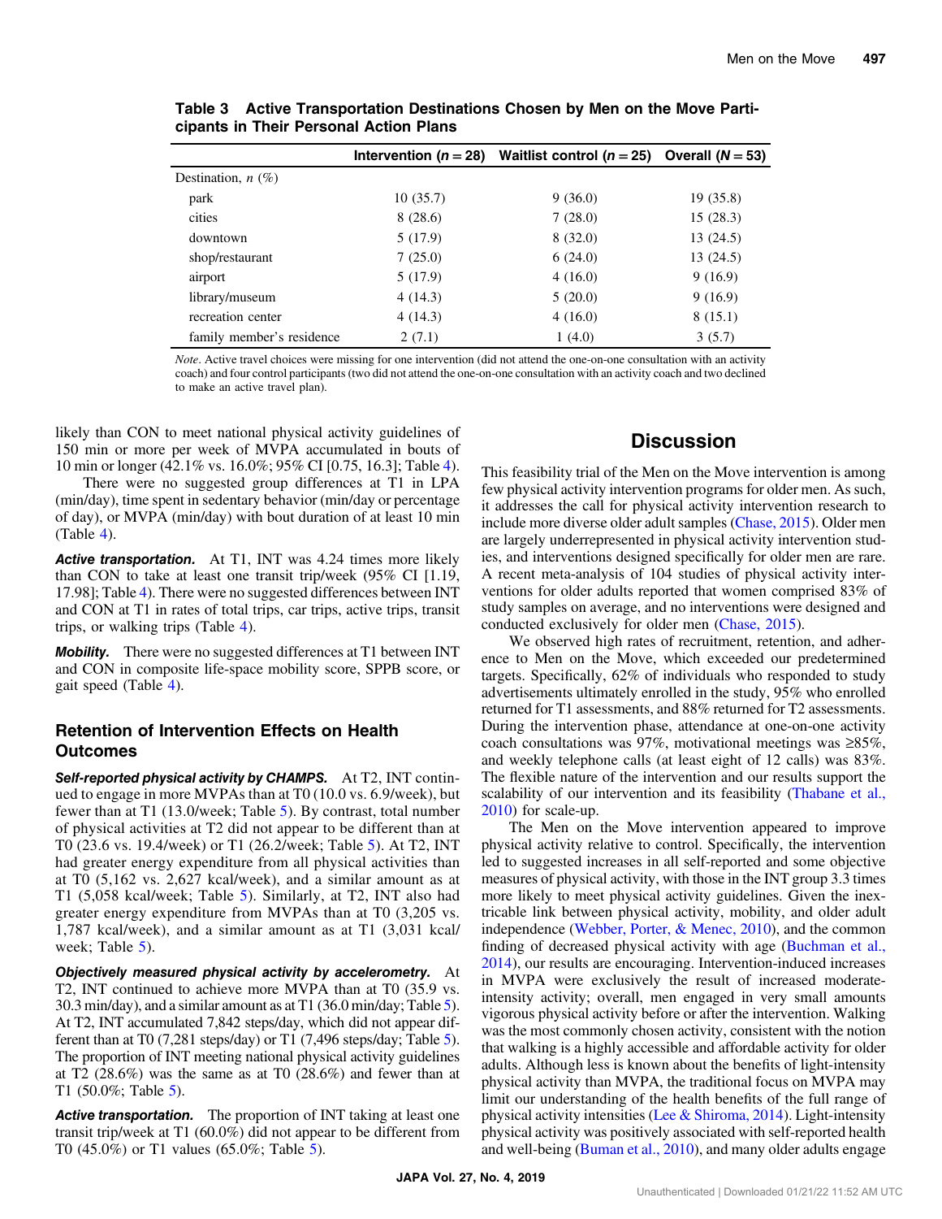**Table 3 Active Transportation Destinations Chosen by Men on the Move Participants in Their Personal Action Plans**

| | Intervention ($n = 28$) | Waitlist control ($n = 25$) | Overall ($N = 53$) |
|---|---|---|---|
| Destination, *n* (%) | | | |
| park | 10 (35.7) | 9 (36.0) | 19 (35.8) |
| cities | 8 (28.6) | 7 (28.0) | 15 (28.3) |
| downtown | 5 (17.9) | 8 (32.0) | 13 (24.5) |
| shop/restaurant | 7 (25.0) | 6 (24.0) | 13 (24.5) |
| airport | 5 (17.9) | 4 (16.0) | 9 (16.9) |
| library/museum | 4 (14.3) | 5 (20.0) | 9 (16.9) |
| recreation center | 4 (14.3) | 4 (16.0) | 8 (15.1) |
| family member's residence | 2 (7.1) | 1 (4.0) | 3 (5.7) |

*Note*. Active travel choices were missing for one intervention (did not attend the one-on-one consultation with an activity coach) and four control participants (two did not attend the one-on-one consultation with an activity coach and two declined to make an active travel plan).

likely than CON to meet national physical activity guidelines of 150 min or more per week of MVPA accumulated in bouts of 10 min or longer (42.1% vs. 16.0%; 95% CI [0.75, 16.3]; Table 4).

There were no suggested group differences at T1 in LPA (min/day), time spent in sedentary behavior (min/day or percentage of day), or MVPA (min/day) with bout duration of at least 10 min (Table 4).

***Active transportation.*** At T1, INT was 4.24 times more likely than CON to take at least one transit trip/week (95% CI [1.19, 17.98]; Table 4). There were no suggested differences between INT and CON at T1 in rates of total trips, car trips, active trips, transit trips, or walking trips (Table 4).

***Mobility.*** There were no suggested differences at T1 between INT and CON in composite life-space mobility score, SPPB score, or gait speed (Table 4).

### Retention of Intervention Effects on Health Outcomes

***Self-reported physical activity by CHAMPS.*** At T2, INT continued to engage in more MVPAs than at T0 (10.0 vs. 6.9/week), but fewer than at T1 (13.0/week; Table 5). By contrast, total number of physical activities at T2 did not appear to be different than at T0 (23.6 vs. 19.4/week) or T1 (26.2/week; Table 5). At T2, INT had greater energy expenditure from all physical activities than at T0 (5,162 vs. 2,627 kcal/week), and a similar amount as at T1 (5,058 kcal/week; Table 5). Similarly, at T2, INT also had greater energy expenditure from MVPAs than at T0 (3,205 vs. 1,787 kcal/week), and a similar amount as at T1 (3,031 kcal/week; Table 5).

***Objectively measured physical activity by accelerometry.*** At T2, INT continued to achieve more MVPA than at T0 (35.9 vs. 30.3 min/day), and a similar amount as at T1 (36.0 min/day; Table 5). At T2, INT accumulated 7,842 steps/day, which did not appear different than at T0 (7,281 steps/day) or T1 (7,496 steps/day; Table 5). The proportion of INT meeting national physical activity guidelines at T2 (28.6%) was the same as at T0 (28.6%) and fewer than at T1 (50.0%; Table 5).

***Active transportation.*** The proportion of INT taking at least one transit trip/week at T1 (60.0%) did not appear to be different from T0 (45.0%) or T1 values (65.0%; Table 5).

## Discussion

This feasibility trial of the Men on the Move intervention is among few physical activity intervention programs for older men. As such, it addresses the call for physical activity intervention research to include more diverse older adult samples (Chase, 2015). Older men are largely underrepresented in physical activity intervention studies, and interventions designed specifically for older men are rare. A recent meta-analysis of 104 studies of physical activity interventions for older adults reported that women comprised 83% of study samples on average, and no interventions were designed and conducted exclusively for older men (Chase, 2015).

We observed high rates of recruitment, retention, and adherence to Men on the Move, which exceeded our predetermined targets. Specifically, 62% of individuals who responded to study advertisements ultimately enrolled in the study, 95% who enrolled returned for T1 assessments, and 88% returned for T2 assessments. During the intervention phase, attendance at one-on-one activity coach consultations was 97%, motivational meetings was ≥85%, and weekly telephone calls (at least eight of 12 calls) was 83%. The flexible nature of the intervention and our results support the scalability of our intervention and its feasibility (Thabane et al., 2010) for scale-up.

The Men on the Move intervention appeared to improve physical activity relative to control. Specifically, the intervention led to suggested increases in all self-reported and some objective measures of physical activity, with those in the INT group 3.3 times more likely to meet physical activity guidelines. Given the inextricable link between physical activity, mobility, and older adult independence (Webber, Porter, & Menec, 2010), and the common finding of decreased physical activity with age (Buchman et al., 2014), our results are encouraging. Intervention-induced increases in MVPA were exclusively the result of increased moderate-intensity activity; overall, men engaged in very small amounts vigorous physical activity before or after the intervention. Walking was the most commonly chosen activity, consistent with the notion that walking is a highly accessible and affordable activity for older adults. Although less is known about the benefits of light-intensity physical activity than MVPA, the traditional focus on MVPA may limit our understanding of the health benefits of the full range of physical activity intensities (Lee & Shiroma, 2014). Light-intensity physical activity was positively associated with self-reported health and well-being (Buman et al., 2010), and many older adults engage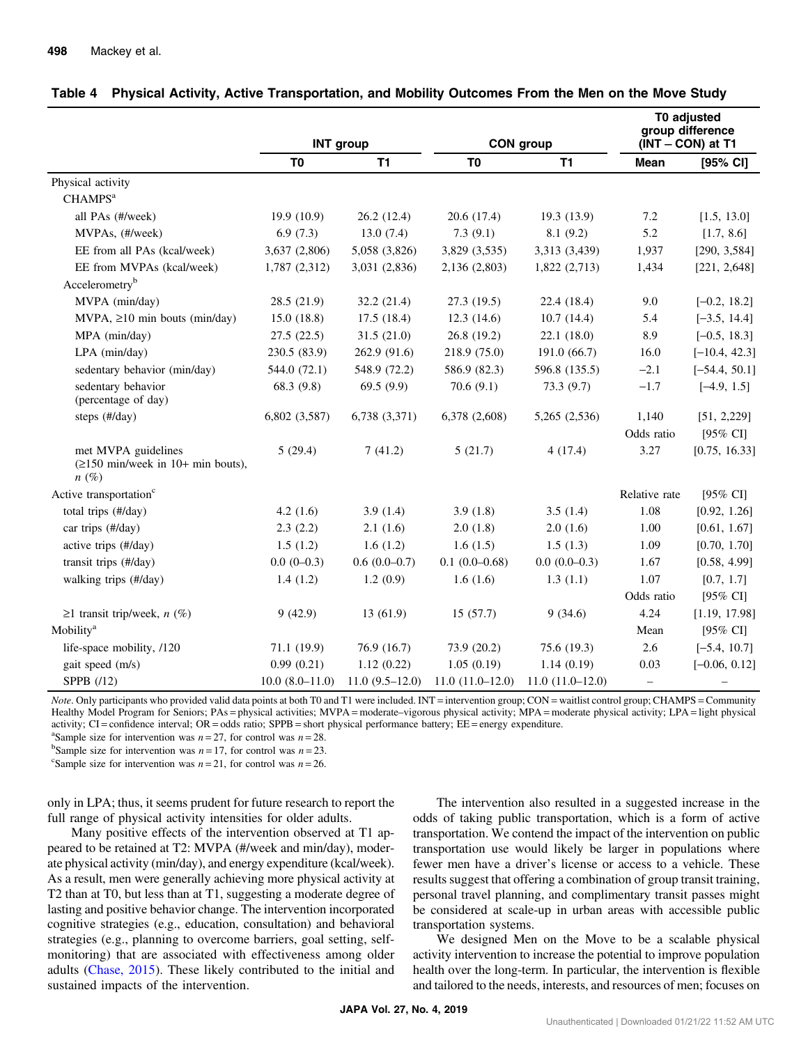**Table 4 Physical Activity, Active Transportation, and Mobility Outcomes From the Men on the Move Study**

| | INT group | | CON group | | T0 adjusted group difference (INT – CON) at T1 | |
|---|---|---|---|---|---|---|
| | T0 | T1 | T0 | T1 | Mean | [95% CI] |
| Physical activity | | | | | | |
| CHAMPS[a] | | | | | | |
| all PAs (#/week) | 19.9 (10.9) | 26.2 (12.4) | 20.6 (17.4) | 19.3 (13.9) | 7.2 | [1.5, 13.0] |
| MVPAs, (#/week) | 6.9 (7.3) | 13.0 (7.4) | 7.3 (9.1) | 8.1 (9.2) | 5.2 | [1.7, 8.6] |
| EE from all PAs (kcal/week) | 3,637 (2,806) | 5,058 (3,826) | 3,829 (3,535) | 3,313 (3,439) | 1,937 | [290, 3,584] |
| EE from MVPAs (kcal/week) | 1,787 (2,312) | 3,031 (2,836) | 2,136 (2,803) | 1,822 (2,713) | 1,434 | [221, 2,648] |
| Accelerometry[b] | | | | | | |
| MVPA (min/day) | 28.5 (21.9) | 32.2 (21.4) | 27.3 (19.5) | 22.4 (18.4) | 9.0 | [−0.2, 18.2] |
| MVPA, ≥10 min bouts (min/day) | 15.0 (18.8) | 17.5 (18.4) | 12.3 (14.6) | 10.7 (14.4) | 5.4 | [−3.5, 14.4] |
| MPA (min/day) | 27.5 (22.5) | 31.5 (21.0) | 26.8 (19.2) | 22.1 (18.0) | 8.9 | [−0.5, 18.3] |
| LPA (min/day) | 230.5 (83.9) | 262.9 (91.6) | 218.9 (75.0) | 191.0 (66.7) | 16.0 | [−10.4, 42.3] |
| sedentary behavior (min/day) | 544.0 (72.1) | 548.9 (72.2) | 586.9 (82.3) | 596.8 (135.5) | −2.1 | [−54.4, 50.1] |
| sedentary behavior (percentage of day) | 68.3 (9.8) | 69.5 (9.9) | 70.6 (9.1) | 73.3 (9.7) | −1.7 | [−4.9, 1.5] |
| steps (#/day) | 6,802 (3,587) | 6,738 (3,371) | 6,378 (2,608) | 5,265 (2,536) | 1,140 | [51, 2,229] |
| | | | | | Odds ratio | [95% CI] |
| met MVPA guidelines (≥150 min/week in 10+ min bouts), *n* (%) | 5 (29.4) | 7 (41.2) | 5 (21.7) | 4 (17.4) | 3.27 | [0.75, 16.33] |
| Active transportation[c] | | | | | Relative rate | [95% CI] |
| total trips (#/day) | 4.2 (1.6) | 3.9 (1.4) | 3.9 (1.8) | 3.5 (1.4) | 1.08 | [0.92, 1.26] |
| car trips (#/day) | 2.3 (2.2) | 2.1 (1.6) | 2.0 (1.8) | 2.0 (1.6) | 1.00 | [0.61, 1.67] |
| active trips (#/day) | 1.5 (1.2) | 1.6 (1.2) | 1.6 (1.5) | 1.5 (1.3) | 1.09 | [0.70, 1.70] |
| transit trips (#/day) | 0.0 (0–0.3) | 0.6 (0.0–0.7) | 0.1 (0.0–0.68) | 0.0 (0.0–0.3) | 1.67 | [0.58, 4.99] |
| walking trips (#/day) | 1.4 (1.2) | 1.2 (0.9) | 1.6 (1.6) | 1.3 (1.1) | 1.07 | [0.7, 1.7] |
| | | | | | Odds ratio | [95% CI] |
| ≥1 transit trip/week, *n* (%) | 9 (42.9) | 13 (61.9) | 15 (57.7) | 9 (34.6) | 4.24 | [1.19, 17.98] |
| Mobility[a] | | | | | Mean | [95% CI] |
| life-space mobility, /120 | 71.1 (19.9) | 76.9 (16.7) | 73.9 (20.2) | 75.6 (19.3) | 2.6 | [−5.4, 10.7] |
| gait speed (m/s) | 0.99 (0.21) | 1.12 (0.22) | 1.05 (0.19) | 1.14 (0.19) | 0.03 | [−0.06, 0.12] |
| SPPB (/12) | 10.0 (8.0–11.0) | 11.0 (9.5–12.0) | 11.0 (11.0–12.0) | 11.0 (11.0–12.0) | – | – |

*Note*. Only participants who provided valid data points at both T0 and T1 were included. INT = intervention group; CON = waitlist control group; CHAMPS = Community Healthy Model Program for Seniors; PAs = physical activities; MVPA = moderate–vigorous physical activity; MPA = moderate physical activity; LPA = light physical activity; CI = confidence interval; OR = odds ratio; SPPB = short physical performance battery; EE = energy expenditure.
[a]Sample size for intervention was $n = 27$, for control was $n = 28$.
[b]Sample size for intervention was $n = 17$, for control was $n = 23$.
[c]Sample size for intervention was $n = 21$, for control was $n = 26$.

only in LPA; thus, it seems prudent for future research to report the full range of physical activity intensities for older adults.

Many positive effects of the intervention observed at T1 appeared to be retained at T2: MVPA (#/week and min/day), moderate physical activity (min/day), and energy expenditure (kcal/week). As a result, men were generally achieving more physical activity at T2 than at T0, but less than at T1, suggesting a moderate degree of lasting and positive behavior change. The intervention incorporated cognitive strategies (e.g., education, consultation) and behavioral strategies (e.g., planning to overcome barriers, goal setting, self-monitoring) that are associated with effectiveness among older adults (Chase, 2015). These likely contributed to the initial and sustained impacts of the intervention.

The intervention also resulted in a suggested increase in the odds of taking public transportation, which is a form of active transportation. We contend the impact of the intervention on public transportation use would likely be larger in populations where fewer men have a driver's license or access to a vehicle. These results suggest that offering a combination of group transit training, personal travel planning, and complimentary transit passes might be considered at scale-up in urban areas with accessible public transportation systems.

We designed Men on the Move to be a scalable physical activity intervention to increase the potential to improve population health over the long-term. In particular, the intervention is flexible and tailored to the needs, interests, and resources of men; focuses on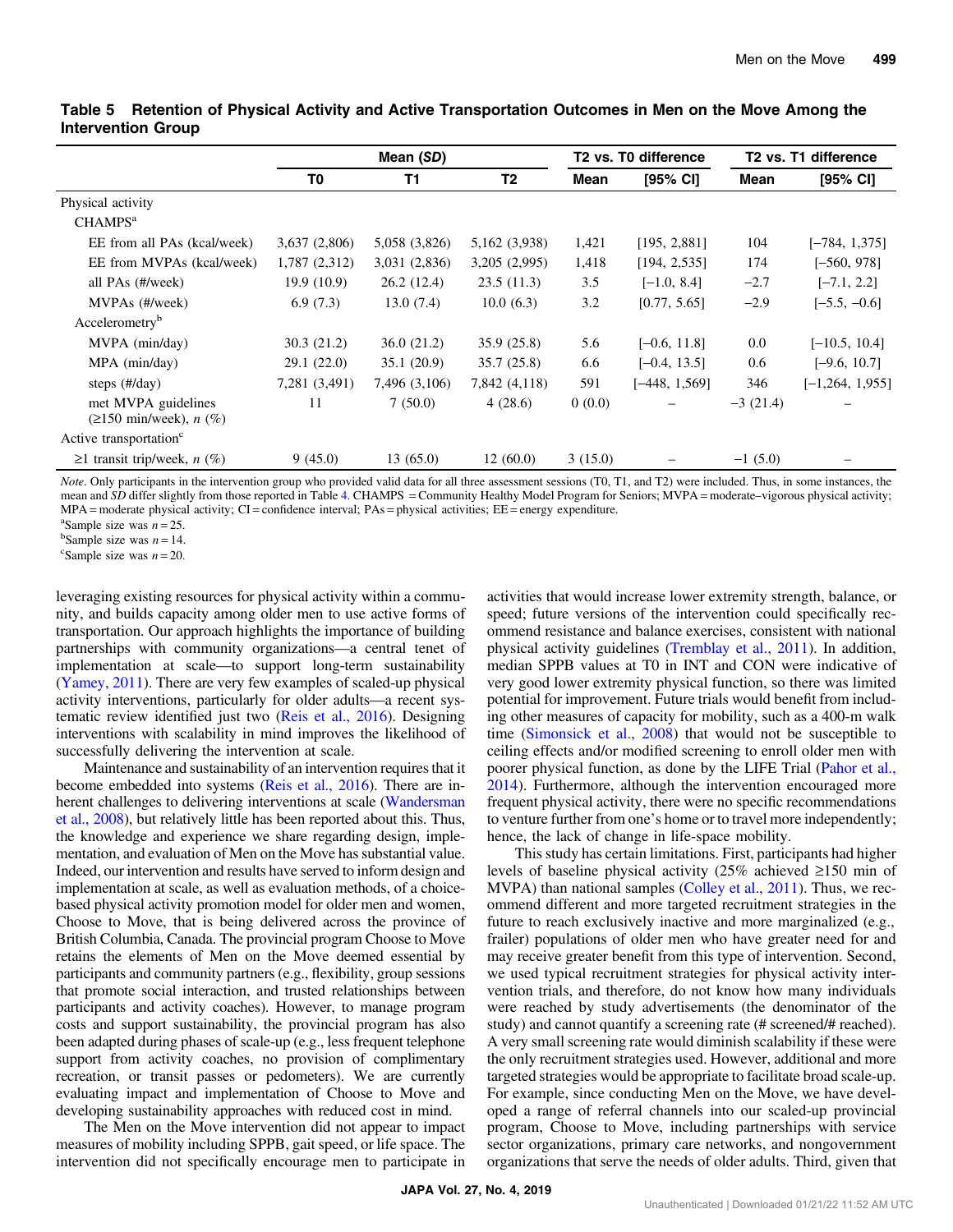**Table 5 Retention of Physical Activity and Active Transportation Outcomes in Men on the Move Among the Intervention Group**

| | Mean (*SD*) | | | T2 vs. T0 difference | | T2 vs. T1 difference | |
|---|---|---|---|---|---|---|---|
| | T0 | T1 | T2 | Mean | [95% CI] | Mean | [95% CI] |
| Physical activity | | | | | | | |
| CHAMPS[a] | | | | | | | |
| EE from all PAs (kcal/week) | 3,637 (2,806) | 5,058 (3,826) | 5,162 (3,938) | 1,421 | [195, 2,881] | 104 | [−784, 1,375] |
| EE from MVPAs (kcal/week) | 1,787 (2,312) | 3,031 (2,836) | 3,205 (2,995) | 1,418 | [194, 2,535] | 174 | [−560, 978] |
| all PAs (#/week) | 19.9 (10.9) | 26.2 (12.4) | 23.5 (11.3) | 3.5 | [−1.0, 8.4] | −2.7 | [−7.1, 2.2] |
| MVPAs (#/week) | 6.9 (7.3) | 13.0 (7.4) | 10.0 (6.3) | 3.2 | [0.77, 5.65] | −2.9 | [−5.5, −0.6] |
| Accelerometry[b] | | | | | | | |
| MVPA (min/day) | 30.3 (21.2) | 36.0 (21.2) | 35.9 (25.8) | 5.6 | [−0.6, 11.8] | 0.0 | [−10.5, 10.4] |
| MPA (min/day) | 29.1 (22.0) | 35.1 (20.9) | 35.7 (25.8) | 6.6 | [−0.4, 13.5] | 0.6 | [−9.6, 10.7] |
| steps (#/day) | 7,281 (3,491) | 7,496 (3,106) | 7,842 (4,118) | 591 | [−448, 1,569] | 346 | [−1,264, 1,955] |
| met MVPA guidelines (≥150 min/week), *n* (%) | 11 | 7 (50.0) | 4 (28.6) | 0 (0.0) | – | −3 (21.4) | – |
| Active transportation[c] | | | | | | | |
| ≥1 transit trip/week, *n* (%) | 9 (45.0) | 13 (65.0) | 12 (60.0) | 3 (15.0) | – | −1 (5.0) | – |

*Note*. Only participants in the intervention group who provided valid data for all three assessment sessions (T0, T1, and T2) were included. Thus, in some instances, the mean and *SD* differ slightly from those reported in Table 4. CHAMPS = Community Healthy Model Program for Seniors; MVPA = moderate–vigorous physical activity; MPA = moderate physical activity; CI = confidence interval; PAs = physical activities; EE = energy expenditure.
[a]Sample size was *n* = 25.
[b]Sample size was *n* = 14.
[c]Sample size was *n* = 20.

leveraging existing resources for physical activity within a community, and builds capacity among older men to use active forms of transportation. Our approach highlights the importance of building partnerships with community organizations—a central tenet of implementation at scale—to support long-term sustainability (Yamey, 2011). There are very few examples of scaled-up physical activity interventions, particularly for older adults—a recent systematic review identified just two (Reis et al., 2016). Designing interventions with scalability in mind improves the likelihood of successfully delivering the intervention at scale.

Maintenance and sustainability of an intervention requires that it become embedded into systems (Reis et al., 2016). There are inherent challenges to delivering interventions at scale (Wandersman et al., 2008), but relatively little has been reported about this. Thus, the knowledge and experience we share regarding design, implementation, and evaluation of Men on the Move has substantial value. Indeed, our intervention and results have served to inform design and implementation at scale, as well as evaluation methods, of a choice-based physical activity promotion model for older men and women, Choose to Move, that is being delivered across the province of British Columbia, Canada. The provincial program Choose to Move retains the elements of Men on the Move deemed essential by participants and community partners (e.g., flexibility, group sessions that promote social interaction, and trusted relationships between participants and activity coaches). However, to manage program costs and support sustainability, the provincial program has also been adapted during phases of scale-up (e.g., less frequent telephone support from activity coaches, no provision of complimentary recreation, or transit passes or pedometers). We are currently evaluating impact and implementation of Choose to Move and developing sustainability approaches with reduced cost in mind.

The Men on the Move intervention did not appear to impact measures of mobility including SPPB, gait speed, or life space. The intervention did not specifically encourage men to participate in activities that would increase lower extremity strength, balance, or speed; future versions of the intervention could specifically recommend resistance and balance exercises, consistent with national physical activity guidelines (Tremblay et al., 2011). In addition, median SPPB values at T0 in INT and CON were indicative of very good lower extremity physical function, so there was limited potential for improvement. Future trials would benefit from including other measures of capacity for mobility, such as a 400-m walk time (Simonsick et al., 2008) that would not be susceptible to ceiling effects and/or modified screening to enroll older men with poorer physical function, as done by the LIFE Trial (Pahor et al., 2014). Furthermore, although the intervention encouraged more frequent physical activity, there were no specific recommendations to venture further from one's home or to travel more independently; hence, the lack of change in life-space mobility.

This study has certain limitations. First, participants had higher levels of baseline physical activity (25% achieved ≥150 min of MVPA) than national samples (Colley et al., 2011). Thus, we recommend different and more targeted recruitment strategies in the future to reach exclusively inactive and more marginalized (e.g., frailer) populations of older men who have greater need for and may receive greater benefit from this type of intervention. Second, we used typical recruitment strategies for physical activity intervention trials, and therefore, do not know how many individuals were reached by study advertisements (the denominator of the study) and cannot quantify a screening rate (# screened/# reached). A very small screening rate would diminish scalability if these were the only recruitment strategies used. However, additional and more targeted strategies would be appropriate to facilitate broad scale-up. For example, since conducting Men on the Move, we have developed a range of referral channels into our scaled-up provincial program, Choose to Move, including partnerships with service sector organizations, primary care networks, and nongovernment organizations that serve the needs of older adults. Third, given that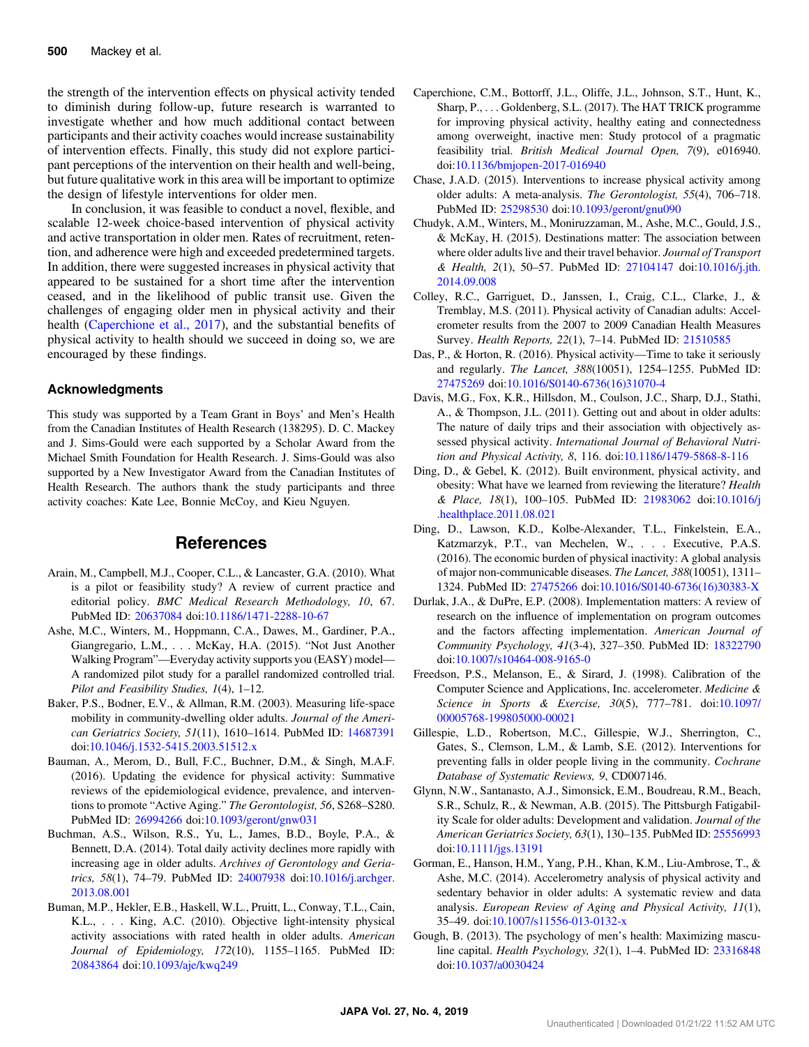the strength of the intervention effects on physical activity tended to diminish during follow-up, future research is warranted to investigate whether and how much additional contact between participants and their activity coaches would increase sustainability of intervention effects. Finally, this study did not explore participant perceptions of the intervention on their health and well-being, but future qualitative work in this area will be important to optimize the design of lifestyle interventions for older men.

In conclusion, it was feasible to conduct a novel, flexible, and scalable 12-week choice-based intervention of physical activity and active transportation in older men. Rates of recruitment, retention, and adherence were high and exceeded predetermined targets. In addition, there were suggested increases in physical activity that appeared to be sustained for a short time after the intervention ceased, and in the likelihood of public transit use. Given the challenges of engaging older men in physical activity and their health (Caperchione et al., 2017), and the substantial benefits of physical activity to health should we succeed in doing so, we are encouraged by these findings.

### Acknowledgments

This study was supported by a Team Grant in Boys' and Men's Health from the Canadian Institutes of Health Research (138295). D. C. Mackey and J. Sims-Gould were each supported by a Scholar Award from the Michael Smith Foundation for Health Research. J. Sims-Gould was also supported by a New Investigator Award from the Canadian Institutes of Health Research. The authors thank the study participants and three activity coaches: Kate Lee, Bonnie McCoy, and Kieu Nguyen.

## References

Arain, M., Campbell, M.J., Cooper, C.L., & Lancaster, G.A. (2010). What is a pilot or feasibility study? A review of current practice and editorial policy. *BMC Medical Research Methodology, 10*, 67. PubMed ID: 20637084 doi:10.1186/1471-2288-10-67

Ashe, M.C., Winters, M., Hoppmann, C.A., Dawes, M., Gardiner, P.A., Giangregario, L.M., . . . McKay, H.A. (2015). "Not Just Another Walking Program"—Everyday activity supports you (EASY) model—A randomized pilot study for a parallel randomized controlled trial. *Pilot and Feasibility Studies, 1*(4), 1–12.

Baker, P.S., Bodner, E.V., & Allman, R.M. (2003). Measuring life-space mobility in community-dwelling older adults. *Journal of the American Geriatrics Society, 51*(11), 1610–1614. PubMed ID: 14687391 doi:10.1046/j.1532-5415.2003.51512.x

Bauman, A., Merom, D., Bull, F.C., Buchner, D.M., & Singh, M.A.F. (2016). Updating the evidence for physical activity: Summative reviews of the epidemiological evidence, prevalence, and interventions to promote "Active Aging." *The Gerontologist, 56*, S268–S280. PubMed ID: 26994266 doi:10.1093/geront/gnw031

Buchman, A.S., Wilson, R.S., Yu, L., James, B.D., Boyle, P.A., & Bennett, D.A. (2014). Total daily activity declines more rapidly with increasing age in older adults. *Archives of Gerontology and Geriatrics, 58*(1), 74–79. PubMed ID: 24007938 doi:10.1016/j.archger.2013.08.001

Buman, M.P., Hekler, E.B., Haskell, W.L., Pruitt, L., Conway, T.L., Cain, K.L., . . . King, A.C. (2010). Objective light-intensity physical activity associations with rated health in older adults. *American Journal of Epidemiology, 172*(10), 1155–1165. PubMed ID: 20843864 doi:10.1093/aje/kwq249

Caperchione, C.M., Bottorff, J.L., Oliffe, J.L., Johnson, S.T., Hunt, K., Sharp, P., . . . Goldenberg, S.L. (2017). The HAT TRICK programme for improving physical activity, healthy eating and connectedness among overweight, inactive men: Study protocol of a pragmatic feasibility trial. *British Medical Journal Open, 7*(9), e016940. doi:10.1136/bmjopen-2017-016940

Chase, J.A.D. (2015). Interventions to increase physical activity among older adults: A meta-analysis. *The Gerontologist, 55*(4), 706–718. PubMed ID: 25298530 doi:10.1093/geront/gnu090

Chudyk, A.M., Winters, M., Moniruzzaman, M., Ashe, M.C., Gould, J.S., & McKay, H. (2015). Destinations matter: The association between where older adults live and their travel behavior. *Journal of Transport & Health, 2*(1), 50–57. PubMed ID: 27104147 doi:10.1016/j.jth.2014.09.008

Colley, R.C., Garriguet, D., Janssen, I., Craig, C.L., Clarke, J., & Tremblay, M.S. (2011). Physical activity of Canadian adults: Accelerometer results from the 2007 to 2009 Canadian Health Measures Survey. *Health Reports, 22*(1), 7–14. PubMed ID: 21510585

Das, P., & Horton, R. (2016). Physical activity—Time to take it seriously and regularly. *The Lancet, 388*(10051), 1254–1255. PubMed ID: 27475269 doi:10.1016/S0140-6736(16)31070-4

Davis, M.G., Fox, K.R., Hillsdon, M., Coulson, J.C., Sharp, D.J., Stathi, A., & Thompson, J.L. (2011). Getting out and about in older adults: The nature of daily trips and their association with objectively assessed physical activity. *International Journal of Behavioral Nutrition and Physical Activity, 8*, 116. doi:10.1186/1479-5868-8-116

Ding, D., & Gebel, K. (2012). Built environment, physical activity, and obesity: What have we learned from reviewing the literature? *Health & Place, 18*(1), 100–105. PubMed ID: 21983062 doi:10.1016/j.healthplace.2011.08.021

Ding, D., Lawson, K.D., Kolbe-Alexander, T.L., Finkelstein, E.A., Katzmarzyk, P.T., van Mechelen, W., . . . Executive, P.A.S. (2016). The economic burden of physical inactivity: A global analysis of major non-communicable diseases. *The Lancet, 388*(10051), 1311–1324. PubMed ID: 27475266 doi:10.1016/S0140-6736(16)30383-X

Durlak, J.A., & DuPre, E.P. (2008). Implementation matters: A review of research on the influence of implementation on program outcomes and the factors affecting implementation. *American Journal of Community Psychology, 41*(3-4), 327–350. PubMed ID: 18322790 doi:10.1007/s10464-008-9165-0

Freedson, P.S., Melanson, E., & Sirard, J. (1998). Calibration of the Computer Science and Applications, Inc. accelerometer. *Medicine & Science in Sports & Exercise, 30*(5), 777–781. doi:10.1097/00005768-199805000-00021

Gillespie, L.D., Robertson, M.C., Gillespie, W.J., Sherrington, C., Gates, S., Clemson, L.M., & Lamb, S.E. (2012). Interventions for preventing falls in older people living in the community. *Cochrane Database of Systematic Reviews, 9*, CD007146.

Glynn, N.W., Santanasto, A.J., Simonsick, E.M., Boudreau, R.M., Beach, S.R., Schulz, R., & Newman, A.B. (2015). The Pittsburgh Fatigability Scale for older adults: Development and validation. *Journal of the American Geriatrics Society, 63*(1), 130–135. PubMed ID: 25556993 doi:10.1111/jgs.13191

Gorman, E., Hanson, H.M., Yang, P.H., Khan, K.M., Liu-Ambrose, T., & Ashe, M.C. (2014). Accelerometry analysis of physical activity and sedentary behavior in older adults: A systematic review and data analysis. *European Review of Aging and Physical Activity, 11*(1), 35–49. doi:10.1007/s11556-013-0132-x

Gough, B. (2013). The psychology of men's health: Maximizing masculine capital. *Health Psychology, 32*(1), 1–4. PubMed ID: 23316848 doi:10.1037/a0030424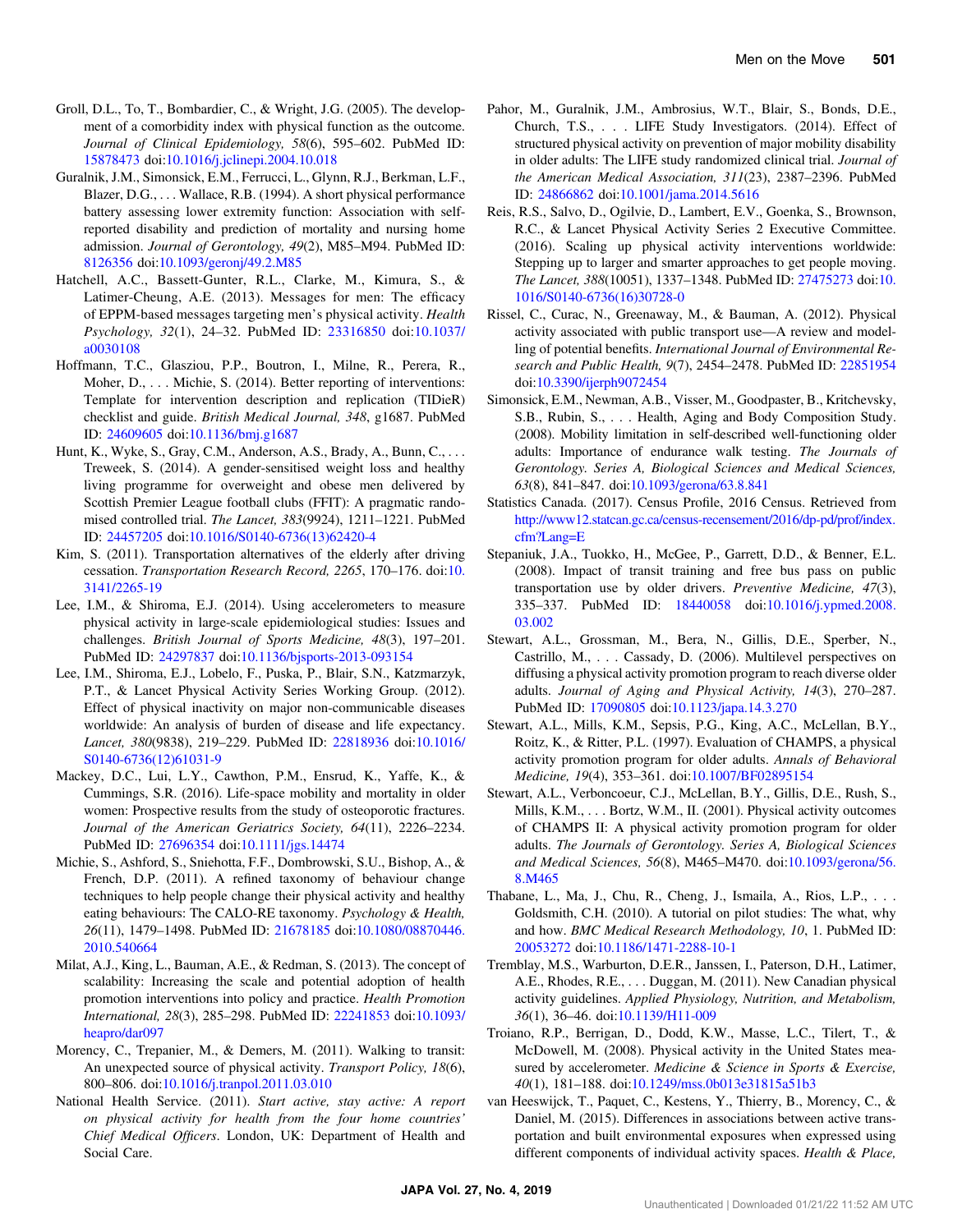Groll, D.L., To, T., Bombardier, C., & Wright, J.G. (2005). The development of a comorbidity index with physical function as the outcome. *Journal of Clinical Epidemiology, 58*(6), 595–602. PubMed ID: 15878473 doi:10.1016/j.jclinepi.2004.10.018

Guralnik, J.M., Simonsick, E.M., Ferrucci, L., Glynn, R.J., Berkman, L.F., Blazer, D.G., . . . Wallace, R.B. (1994). A short physical performance battery assessing lower extremity function: Association with self-reported disability and prediction of mortality and nursing home admission. *Journal of Gerontology, 49*(2), M85–M94. PubMed ID: 8126356 doi:10.1093/geronj/49.2.M85

Hatchell, A.C., Bassett-Gunter, R.L., Clarke, M., Kimura, S., & Latimer-Cheung, A.E. (2013). Messages for men: The efficacy of EPPM-based messages targeting men's physical activity. *Health Psychology, 32*(1), 24–32. PubMed ID: 23316850 doi:10.1037/a0030108

Hoffmann, T.C., Glasziou, P.P., Boutron, I., Milne, R., Perera, R., Moher, D., . . . Michie, S. (2014). Better reporting of interventions: Template for intervention description and replication (TIDieR) checklist and guide. *British Medical Journal, 348*, g1687. PubMed ID: 24609605 doi:10.1136/bmj.g1687

Hunt, K., Wyke, S., Gray, C.M., Anderson, A.S., Brady, A., Bunn, C., . . . Treweek, S. (2014). A gender-sensitised weight loss and healthy living programme for overweight and obese men delivered by Scottish Premier League football clubs (FFIT): A pragmatic randomised controlled trial. *The Lancet, 383*(9924), 1211–1221. PubMed ID: 24457205 doi:10.1016/S0140-6736(13)62420-4

Kim, S. (2011). Transportation alternatives of the elderly after driving cessation. *Transportation Research Record, 2265*, 170–176. doi:10.3141/2265-19

Lee, I.M., & Shiroma, E.J. (2014). Using accelerometers to measure physical activity in large-scale epidemiological studies: Issues and challenges. *British Journal of Sports Medicine, 48*(3), 197–201. PubMed ID: 24297837 doi:10.1136/bjsports-2013-093154

Lee, I.M., Shiroma, E.J., Lobelo, F., Puska, P., Blair, S.N., Katzmarzyk, P.T., & Lancet Physical Activity Series Working Group. (2012). Effect of physical inactivity on major non-communicable diseases worldwide: An analysis of burden of disease and life expectancy. *Lancet, 380*(9838), 219–229. PubMed ID: 22818936 doi:10.1016/S0140-6736(12)61031-9

Mackey, D.C., Lui, L.Y., Cawthon, P.M., Ensrud, K., Yaffe, K., & Cummings, S.R. (2016). Life-space mobility and mortality in older women: Prospective results from the study of osteoporotic fractures. *Journal of the American Geriatrics Society, 64*(11), 2226–2234. PubMed ID: 27696354 doi:10.1111/jgs.14474

Michie, S., Ashford, S., Sniehotta, F.F., Dombrowski, S.U., Bishop, A., & French, D.P. (2011). A refined taxonomy of behaviour change techniques to help people change their physical activity and healthy eating behaviours: The CALO-RE taxonomy. *Psychology & Health, 26*(11), 1479–1498. PubMed ID: 21678185 doi:10.1080/08870446.2010.540664

Milat, A.J., King, L., Bauman, A.E., & Redman, S. (2013). The concept of scalability: Increasing the scale and potential adoption of health promotion interventions into policy and practice. *Health Promotion International, 28*(3), 285–298. PubMed ID: 22241853 doi:10.1093/heapro/dar097

Morency, C., Trepanier, M., & Demers, M. (2011). Walking to transit: An unexpected source of physical activity. *Transport Policy, 18*(6), 800–806. doi:10.1016/j.tranpol.2011.03.010

National Health Service. (2011). *Start active, stay active: A report on physical activity for health from the four home countries' Chief Medical Officers*. London, UK: Department of Health and Social Care.

Pahor, M., Guralnik, J.M., Ambrosius, W.T., Blair, S., Bonds, D.E., Church, T.S., . . . LIFE Study Investigators. (2014). Effect of structured physical activity on prevention of major mobility disability in older adults: The LIFE study randomized clinical trial. *Journal of the American Medical Association, 311*(23), 2387–2396. PubMed ID: 24866862 doi:10.1001/jama.2014.5616

Reis, R.S., Salvo, D., Ogilvie, D., Lambert, E.V., Goenka, S., Brownson, R.C., & Lancet Physical Activity Series 2 Executive Committee. (2016). Scaling up physical activity interventions worldwide: Stepping up to larger and smarter approaches to get people moving. *The Lancet, 388*(10051), 1337–1348. PubMed ID: 27475273 doi:10.1016/S0140-6736(16)30728-0

Rissel, C., Curac, N., Greenaway, M., & Bauman, A. (2012). Physical activity associated with public transport use—A review and modelling of potential benefits. *International Journal of Environmental Research and Public Health, 9*(7), 2454–2478. PubMed ID: 22851954 doi:10.3390/ijerph9072454

Simonsick, E.M., Newman, A.B., Visser, M., Goodpaster, B., Kritchevsky, S.B., Rubin, S., . . . Health, Aging and Body Composition Study. (2008). Mobility limitation in self-described well-functioning older adults: Importance of endurance walk testing. *The Journals of Gerontology. Series A, Biological Sciences and Medical Sciences, 63*(8), 841–847. doi:10.1093/gerona/63.8.841

Statistics Canada. (2017). Census Profile, 2016 Census. Retrieved from http://www12.statcan.gc.ca/census-recensement/2016/dp-pd/prof/index.cfm?Lang=E

Stepaniuk, J.A., Tuokko, H., McGee, P., Garrett, D.D., & Benner, E.L. (2008). Impact of transit training and free bus pass on public transportation use by older drivers. *Preventive Medicine, 47*(3), 335–337. PubMed ID: 18440058 doi:10.1016/j.ypmed.2008.03.002

Stewart, A.L., Grossman, M., Bera, N., Gillis, D.E., Sperber, N., Castrillo, M., . . . Cassady, D. (2006). Multilevel perspectives on diffusing a physical activity promotion program to reach diverse older adults. *Journal of Aging and Physical Activity, 14*(3), 270–287. PubMed ID: 17090805 doi:10.1123/japa.14.3.270

Stewart, A.L., Mills, K.M., Sepsis, P.G., King, A.C., McLellan, B.Y., Roitz, K., & Ritter, P.L. (1997). Evaluation of CHAMPS, a physical activity promotion program for older adults. *Annals of Behavioral Medicine, 19*(4), 353–361. doi:10.1007/BF02895154

Stewart, A.L., Verboncoeur, C.J., McLellan, B.Y., Gillis, D.E., Rush, S., Mills, K.M., . . . Bortz, W.M., II. (2001). Physical activity outcomes of CHAMPS II: A physical activity promotion program for older adults. *The Journals of Gerontology. Series A, Biological Sciences and Medical Sciences, 56*(8), M465–M470. doi:10.1093/gerona/56.8.M465

Thabane, L., Ma, J., Chu, R., Cheng, J., Ismaila, A., Rios, L.P., . . . Goldsmith, C.H. (2010). A tutorial on pilot studies: The what, why and how. *BMC Medical Research Methodology, 10*, 1. PubMed ID: 20053272 doi:10.1186/1471-2288-10-1

Tremblay, M.S., Warburton, D.E.R., Janssen, I., Paterson, D.H., Latimer, A.E., Rhodes, R.E., . . . Duggan, M. (2011). New Canadian physical activity guidelines. *Applied Physiology, Nutrition, and Metabolism, 36*(1), 36–46. doi:10.1139/H11-009

Troiano, R.P., Berrigan, D., Dodd, K.W., Masse, L.C., Tilert, T., & McDowell, M. (2008). Physical activity in the United States measured by accelerometer. *Medicine & Science in Sports & Exercise, 40*(1), 181–188. doi:10.1249/mss.0b013e31815a51b3

van Heeswijck, T., Paquet, C., Kestens, Y., Thierry, B., Morency, C., & Daniel, M. (2015). Differences in associations between active transportation and built environmental exposures when expressed using different components of individual activity spaces. *Health & Place,*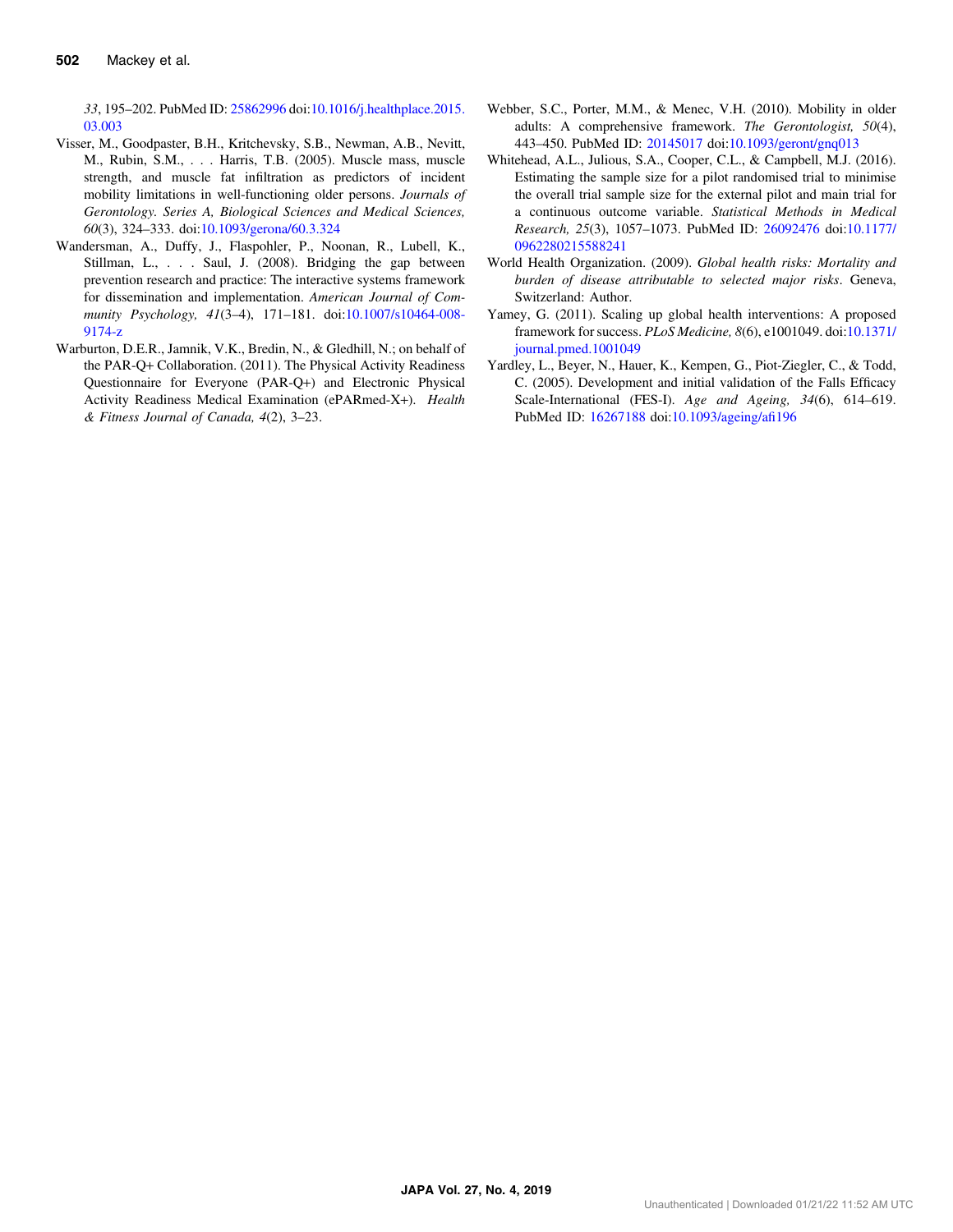*33*, 195–202. PubMed ID: 25862996 doi:10.1016/j.healthplace.2015.03.003

Visser, M., Goodpaster, B.H., Kritchevsky, S.B., Newman, A.B., Nevitt, M., Rubin, S.M., . . . Harris, T.B. (2005). Muscle mass, muscle strength, and muscle fat infiltration as predictors of incident mobility limitations in well-functioning older persons. *Journals of Gerontology. Series A, Biological Sciences and Medical Sciences, 60*(3), 324–333. doi:10.1093/gerona/60.3.324

Wandersman, A., Duffy, J., Flaspohler, P., Noonan, R., Lubell, K., Stillman, L., . . . Saul, J. (2008). Bridging the gap between prevention research and practice: The interactive systems framework for dissemination and implementation. *American Journal of Community Psychology, 41*(3–4), 171–181. doi:10.1007/s10464-008-9174-z

Warburton, D.E.R., Jamnik, V.K., Bredin, N., & Gledhill, N.; on behalf of the PAR-Q+ Collaboration. (2011). The Physical Activity Readiness Questionnaire for Everyone (PAR-Q+) and Electronic Physical Activity Readiness Medical Examination (ePARmed-X+). *Health & Fitness Journal of Canada, 4*(2), 3–23.

Webber, S.C., Porter, M.M., & Menec, V.H. (2010). Mobility in older adults: A comprehensive framework. *The Gerontologist, 50*(4), 443–450. PubMed ID: 20145017 doi:10.1093/geront/gnq013

Whitehead, A.L., Julious, S.A., Cooper, C.L., & Campbell, M.J. (2016). Estimating the sample size for a pilot randomised trial to minimise the overall trial sample size for the external pilot and main trial for a continuous outcome variable. *Statistical Methods in Medical Research, 25*(3), 1057–1073. PubMed ID: 26092476 doi:10.1177/0962280215588241

World Health Organization. (2009). *Global health risks: Mortality and burden of disease attributable to selected major risks*. Geneva, Switzerland: Author.

Yamey, G. (2011). Scaling up global health interventions: A proposed framework for success. *PLoS Medicine, 8*(6), e1001049. doi:10.1371/journal.pmed.1001049

Yardley, L., Beyer, N., Hauer, K., Kempen, G., Piot-Ziegler, C., & Todd, C. (2005). Development and initial validation of the Falls Efficacy Scale-International (FES-I). *Age and Ageing, 34*(6), 614–619. PubMed ID: 16267188 doi:10.1093/ageing/afi196